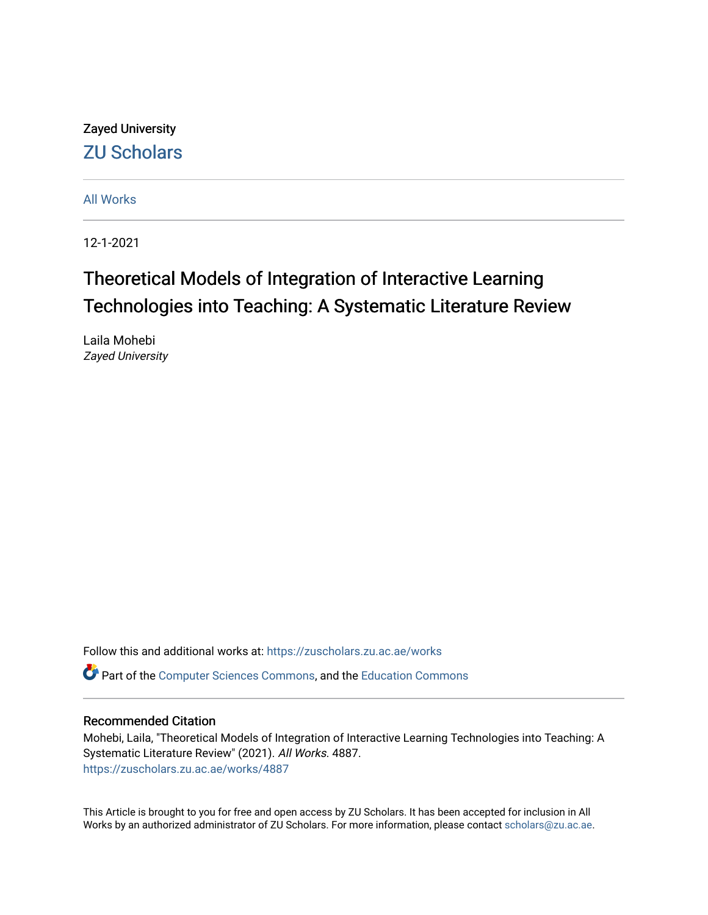Zayed University

ZU Scholars

All Works

12-1-2021

# Theoretical Models of Integration of Interactive Learning Technologies into Teaching: A Systematic Literature Review

Laila Mohebi
*Zayed University*

Follow this and additional works at: https://zuscholars.zu.ac.ae/works

Part of the Computer Sciences Commons, and the Education Commons

## Recommended Citation

Mohebi, Laila, "Theoretical Models of Integration of Interactive Learning Technologies into Teaching: A Systematic Literature Review" (2021). *All Works*. 4887.
https://zuscholars.zu.ac.ae/works/4887

This Article is brought to you for free and open access by ZU Scholars. It has been accepted for inclusion in All Works by an authorized administrator of ZU Scholars. For more information, please contact scholars@zu.ac.ae.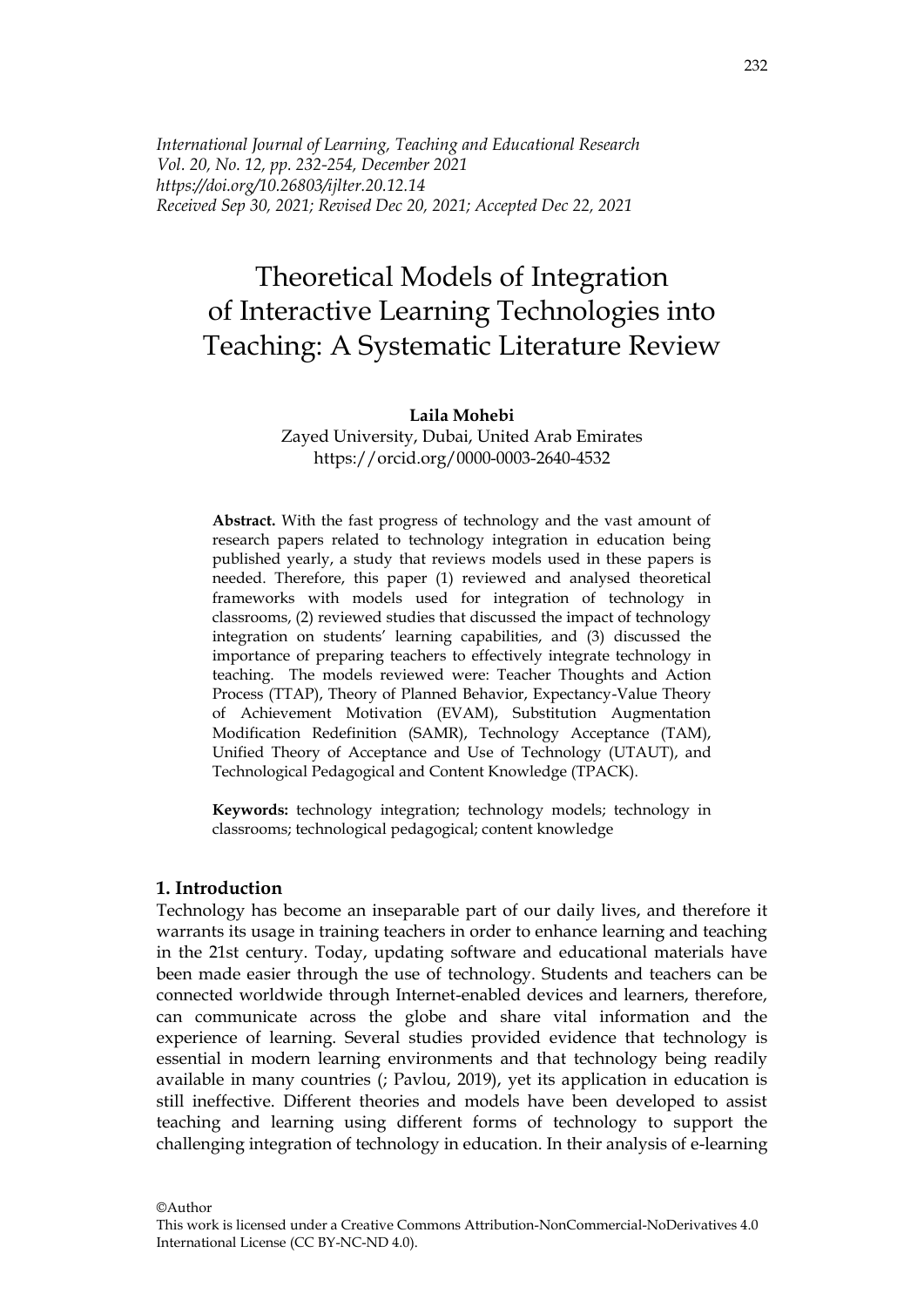*International Journal of Learning, Teaching and Educational Research*
*Vol. 20, No. 12, pp. 232-254, December 2021*
*https://doi.org/10.26803/ijlter.20.12.14*
*Received Sep 30, 2021; Revised Dec 20, 2021; Accepted Dec 22, 2021*

# Theoretical Models of Integration of Interactive Learning Technologies into Teaching: A Systematic Literature Review

**Laila Mohebi**
Zayed University, Dubai, United Arab Emirates
https://orcid.org/0000-0003-2640-4532

**Abstract.** With the fast progress of technology and the vast amount of research papers related to technology integration in education being published yearly, a study that reviews models used in these papers is needed. Therefore, this paper (1) reviewed and analysed theoretical frameworks with models used for integration of technology in classrooms, (2) reviewed studies that discussed the impact of technology integration on students' learning capabilities, and (3) discussed the importance of preparing teachers to effectively integrate technology in teaching. The models reviewed were: Teacher Thoughts and Action Process (TTAP), Theory of Planned Behavior, Expectancy-Value Theory of Achievement Motivation (EVAM), Substitution Augmentation Modification Redefinition (SAMR), Technology Acceptance (TAM), Unified Theory of Acceptance and Use of Technology (UTAUT), and Technological Pedagogical and Content Knowledge (TPACK).

**Keywords:** technology integration; technology models; technology in classrooms; technological pedagogical; content knowledge

## 1. Introduction

Technology has become an inseparable part of our daily lives, and therefore it warrants its usage in training teachers in order to enhance learning and teaching in the 21st century. Today, updating software and educational materials have been made easier through the use of technology. Students and teachers can be connected worldwide through Internet-enabled devices and learners, therefore, can communicate across the globe and share vital information and the experience of learning. Several studies provided evidence that technology is essential in modern learning environments and that technology being readily available in many countries (; Pavlou, 2019), yet its application in education is still ineffective. Different theories and models have been developed to assist teaching and learning using different forms of technology to support the challenging integration of technology in education. In their analysis of e-learning

©Author
This work is licensed under a Creative Commons Attribution-NonCommercial-NoDerivatives 4.0 International License (CC BY-NC-ND 4.0).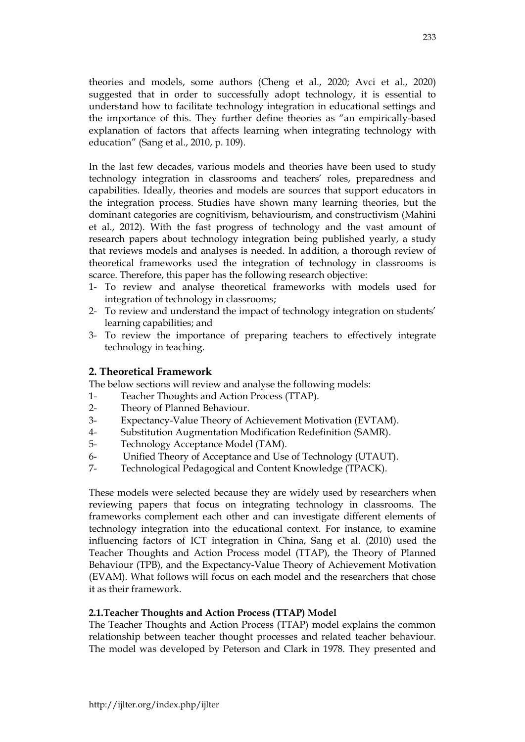theories and models, some authors (Cheng et al., 2020; Avci et al., 2020) suggested that in order to successfully adopt technology, it is essential to understand how to facilitate technology integration in educational settings and the importance of this. They further define theories as "an empirically-based explanation of factors that affects learning when integrating technology with education" (Sang et al., 2010, p. 109).

In the last few decades, various models and theories have been used to study technology integration in classrooms and teachers' roles, preparedness and capabilities. Ideally, theories and models are sources that support educators in the integration process. Studies have shown many learning theories, but the dominant categories are cognitivism, behaviourism, and constructivism (Mahini et al., 2012). With the fast progress of technology and the vast amount of research papers about technology integration being published yearly, a study that reviews models and analyses is needed. In addition, a thorough review of theoretical frameworks used the integration of technology in classrooms is scarce. Therefore, this paper has the following research objective:

1- To review and analyse theoretical frameworks with models used for integration of technology in classrooms;
2- To review and understand the impact of technology integration on students' learning capabilities; and
3- To review the importance of preparing teachers to effectively integrate technology in teaching.

## 2. Theoretical Framework

The below sections will review and analyse the following models:

1- Teacher Thoughts and Action Process (TTAP).
2- Theory of Planned Behaviour.
3- Expectancy-Value Theory of Achievement Motivation (EVTAM).
4- Substitution Augmentation Modification Redefinition (SAMR).
5- Technology Acceptance Model (TAM).
6- Unified Theory of Acceptance and Use of Technology (UTAUT).
7- Technological Pedagogical and Content Knowledge (TPACK).

These models were selected because they are widely used by researchers when reviewing papers that focus on integrating technology in classrooms. The frameworks complement each other and can investigate different elements of technology integration into the educational context. For instance, to examine influencing factors of ICT integration in China, Sang et al. (2010) used the Teacher Thoughts and Action Process model (TTAP), the Theory of Planned Behaviour (TPB), and the Expectancy-Value Theory of Achievement Motivation (EVAM). What follows will focus on each model and the researchers that chose it as their framework.

### 2.1. Teacher Thoughts and Action Process (TTAP) Model

The Teacher Thoughts and Action Process (TTAP) model explains the common relationship between teacher thought processes and related teacher behaviour. The model was developed by Peterson and Clark in 1978. They presented and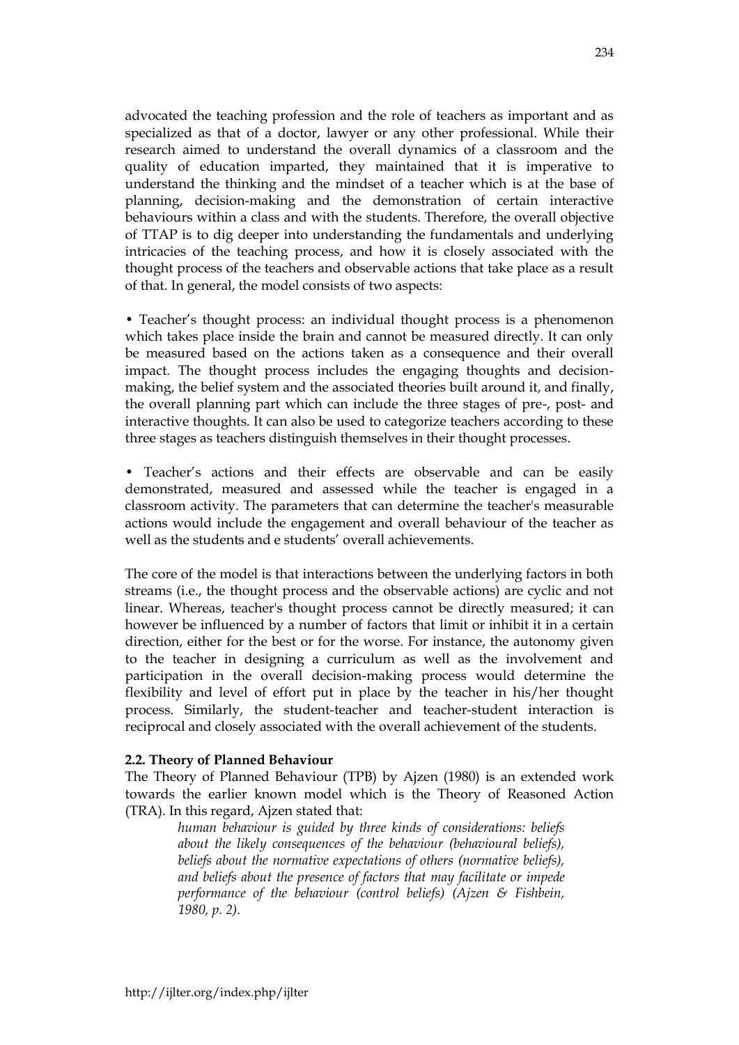advocated the teaching profession and the role of teachers as important and as specialized as that of a doctor, lawyer or any other professional. While their research aimed to understand the overall dynamics of a classroom and the quality of education imparted, they maintained that it is imperative to understand the thinking and the mindset of a teacher which is at the base of planning, decision-making and the demonstration of certain interactive behaviours within a class and with the students. Therefore, the overall objective of TTAP is to dig deeper into understanding the fundamentals and underlying intricacies of the teaching process, and how it is closely associated with the thought process of the teachers and observable actions that take place as a result of that. In general, the model consists of two aspects:

• Teacher's thought process: an individual thought process is a phenomenon which takes place inside the brain and cannot be measured directly. It can only be measured based on the actions taken as a consequence and their overall impact. The thought process includes the engaging thoughts and decision-making, the belief system and the associated theories built around it, and finally, the overall planning part which can include the three stages of pre-, post- and interactive thoughts. It can also be used to categorize teachers according to these three stages as teachers distinguish themselves in their thought processes.

• Teacher's actions and their effects are observable and can be easily demonstrated, measured and assessed while the teacher is engaged in a classroom activity. The parameters that can determine the teacher's measurable actions would include the engagement and overall behaviour of the teacher as well as the students and e students' overall achievements.

The core of the model is that interactions between the underlying factors in both streams (i.e., the thought process and the observable actions) are cyclic and not linear. Whereas, teacher's thought process cannot be directly measured; it can however be influenced by a number of factors that limit or inhibit it in a certain direction, either for the best or for the worse. For instance, the autonomy given to the teacher in designing a curriculum as well as the involvement and participation in the overall decision-making process would determine the flexibility and level of effort put in place by the teacher in his/her thought process. Similarly, the student-teacher and teacher-student interaction is reciprocal and closely associated with the overall achievement of the students.

### 2.2. Theory of Planned Behaviour

The Theory of Planned Behaviour (TPB) by Ajzen (1980) is an extended work towards the earlier known model which is the Theory of Reasoned Action (TRA). In this regard, Ajzen stated that:

> *human behaviour is guided by three kinds of considerations: beliefs about the likely consequences of the behaviour (behavioural beliefs), beliefs about the normative expectations of others (normative beliefs), and beliefs about the presence of factors that may facilitate or impede performance of the behaviour (control beliefs) (Ajzen & Fishbein, 1980, p. 2).*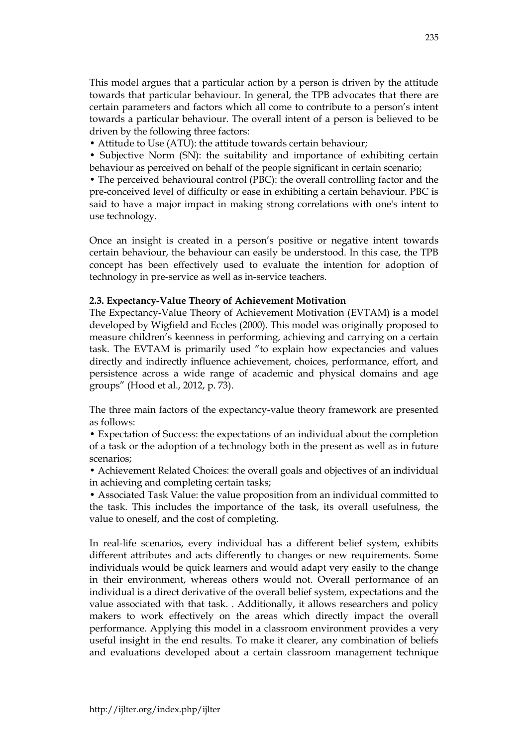This model argues that a particular action by a person is driven by the attitude towards that particular behaviour. In general, the TPB advocates that there are certain parameters and factors which all come to contribute to a person's intent towards a particular behaviour. The overall intent of a person is believed to be driven by the following three factors:

- Attitude to Use (ATU): the attitude towards certain behaviour;
- Subjective Norm (SN): the suitability and importance of exhibiting certain behaviour as perceived on behalf of the people significant in certain scenario;
- The perceived behavioural control (PBC): the overall controlling factor and the pre-conceived level of difficulty or ease in exhibiting a certain behaviour. PBC is said to have a major impact in making strong correlations with one's intent to use technology.

Once an insight is created in a person's positive or negative intent towards certain behaviour, the behaviour can easily be understood. In this case, the TPB concept has been effectively used to evaluate the intention for adoption of technology in pre-service as well as in-service teachers.

### 2.3. Expectancy-Value Theory of Achievement Motivation

The Expectancy-Value Theory of Achievement Motivation (EVTAM) is a model developed by Wigfield and Eccles (2000). This model was originally proposed to measure children's keenness in performing, achieving and carrying on a certain task. The EVTAM is primarily used "to explain how expectancies and values directly and indirectly influence achievement, choices, performance, effort, and persistence across a wide range of academic and physical domains and age groups" (Hood et al., 2012, p. 73).

The three main factors of the expectancy-value theory framework are presented as follows:

- Expectation of Success: the expectations of an individual about the completion of a task or the adoption of a technology both in the present as well as in future scenarios;
- Achievement Related Choices: the overall goals and objectives of an individual in achieving and completing certain tasks;
- Associated Task Value: the value proposition from an individual committed to the task. This includes the importance of the task, its overall usefulness, the value to oneself, and the cost of completing.

In real-life scenarios, every individual has a different belief system, exhibits different attributes and acts differently to changes or new requirements. Some individuals would be quick learners and would adapt very easily to the change in their environment, whereas others would not. Overall performance of an individual is a direct derivative of the overall belief system, expectations and the value associated with that task. . Additionally, it allows researchers and policy makers to work effectively on the areas which directly impact the overall performance. Applying this model in a classroom environment provides a very useful insight in the end results. To make it clearer, any combination of beliefs and evaluations developed about a certain classroom management technique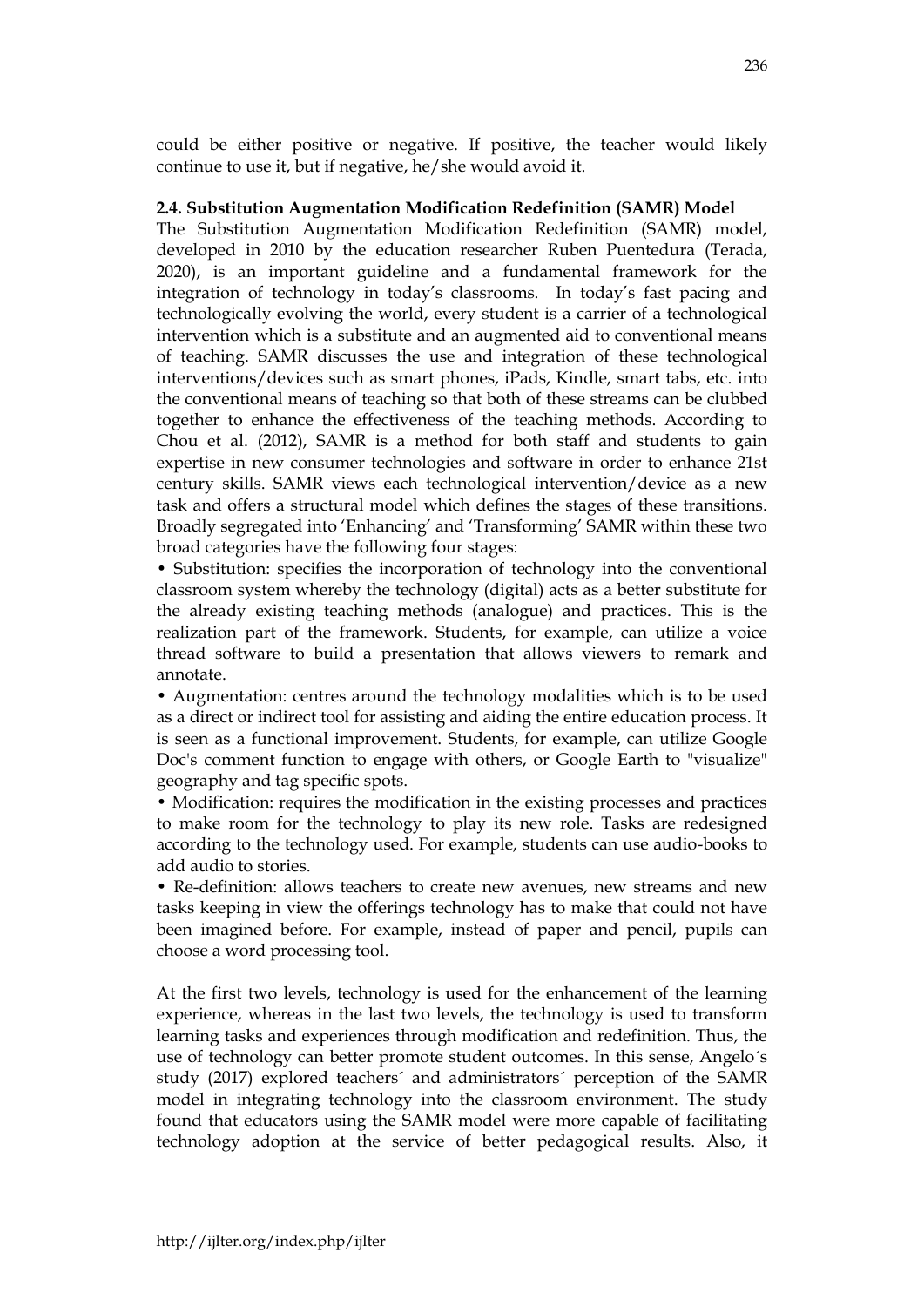could be either positive or negative. If positive, the teacher would likely continue to use it, but if negative, he/she would avoid it.

### 2.4. Substitution Augmentation Modification Redefinition (SAMR) Model

The Substitution Augmentation Modification Redefinition (SAMR) model, developed in 2010 by the education researcher Ruben Puentedura (Terada, 2020), is an important guideline and a fundamental framework for the integration of technology in today's classrooms. In today's fast pacing and technologically evolving the world, every student is a carrier of a technological intervention which is a substitute and an augmented aid to conventional means of teaching. SAMR discusses the use and integration of these technological interventions/devices such as smart phones, iPads, Kindle, smart tabs, etc. into the conventional means of teaching so that both of these streams can be clubbed together to enhance the effectiveness of the teaching methods. According to Chou et al. (2012), SAMR is a method for both staff and students to gain expertise in new consumer technologies and software in order to enhance 21st century skills. SAMR views each technological intervention/device as a new task and offers a structural model which defines the stages of these transitions. Broadly segregated into 'Enhancing' and 'Transforming' SAMR within these two broad categories have the following four stages:

- Substitution: specifies the incorporation of technology into the conventional classroom system whereby the technology (digital) acts as a better substitute for the already existing teaching methods (analogue) and practices. This is the realization part of the framework. Students, for example, can utilize a voice thread software to build a presentation that allows viewers to remark and annotate.
- Augmentation: centres around the technology modalities which is to be used as a direct or indirect tool for assisting and aiding the entire education process. It is seen as a functional improvement. Students, for example, can utilize Google Doc's comment function to engage with others, or Google Earth to "visualize" geography and tag specific spots.
- Modification: requires the modification in the existing processes and practices to make room for the technology to play its new role. Tasks are redesigned according to the technology used. For example, students can use audio-books to add audio to stories.
- Re-definition: allows teachers to create new avenues, new streams and new tasks keeping in view the offerings technology has to make that could not have been imagined before. For example, instead of paper and pencil, pupils can choose a word processing tool.

At the first two levels, technology is used for the enhancement of the learning experience, whereas in the last two levels, the technology is used to transform learning tasks and experiences through modification and redefinition. Thus, the use of technology can better promote student outcomes. In this sense, Angelo´s study (2017) explored teachers´ and administrators´ perception of the SAMR model in integrating technology into the classroom environment. The study found that educators using the SAMR model were more capable of facilitating technology adoption at the service of better pedagogical results. Also, it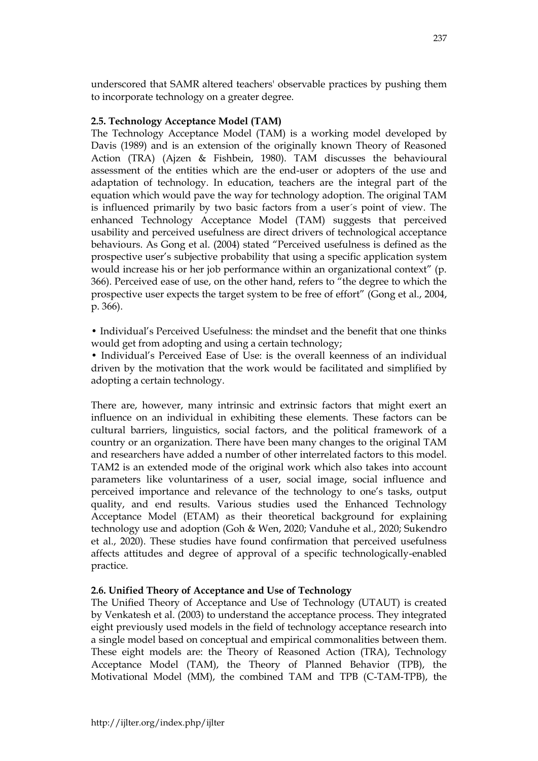underscored that SAMR altered teachers' observable practices by pushing them to incorporate technology on a greater degree.

### 2.5. Technology Acceptance Model (TAM)

The Technology Acceptance Model (TAM) is a working model developed by Davis (1989) and is an extension of the originally known Theory of Reasoned Action (TRA) (Ajzen & Fishbein, 1980). TAM discusses the behavioural assessment of the entities which are the end-user or adopters of the use and adaptation of technology. In education, teachers are the integral part of the equation which would pave the way for technology adoption. The original TAM is influenced primarily by two basic factors from a user´s point of view. The enhanced Technology Acceptance Model (TAM) suggests that perceived usability and perceived usefulness are direct drivers of technological acceptance behaviours. As Gong et al. (2004) stated "Perceived usefulness is defined as the prospective user's subjective probability that using a specific application system would increase his or her job performance within an organizational context" (p. 366). Perceived ease of use, on the other hand, refers to "the degree to which the prospective user expects the target system to be free of effort" (Gong et al., 2004, p. 366).

- Individual's Perceived Usefulness: the mindset and the benefit that one thinks would get from adopting and using a certain technology;
- Individual's Perceived Ease of Use: is the overall keenness of an individual driven by the motivation that the work would be facilitated and simplified by adopting a certain technology.

There are, however, many intrinsic and extrinsic factors that might exert an influence on an individual in exhibiting these elements. These factors can be cultural barriers, linguistics, social factors, and the political framework of a country or an organization. There have been many changes to the original TAM and researchers have added a number of other interrelated factors to this model. TAM2 is an extended mode of the original work which also takes into account parameters like voluntariness of a user, social image, social influence and perceived importance and relevance of the technology to one's tasks, output quality, and end results. Various studies used the Enhanced Technology Acceptance Model (ETAM) as their theoretical background for explaining technology use and adoption (Goh & Wen, 2020; Vanduhe et al., 2020; Sukendro et al., 2020). These studies have found confirmation that perceived usefulness affects attitudes and degree of approval of a specific technologically-enabled practice.

### 2.6. Unified Theory of Acceptance and Use of Technology

The Unified Theory of Acceptance and Use of Technology (UTAUT) is created by Venkatesh et al. (2003) to understand the acceptance process. They integrated eight previously used models in the field of technology acceptance research into a single model based on conceptual and empirical commonalities between them. These eight models are: the Theory of Reasoned Action (TRA), Technology Acceptance Model (TAM), the Theory of Planned Behavior (TPB), the Motivational Model (MM), the combined TAM and TPB (C-TAM-TPB), the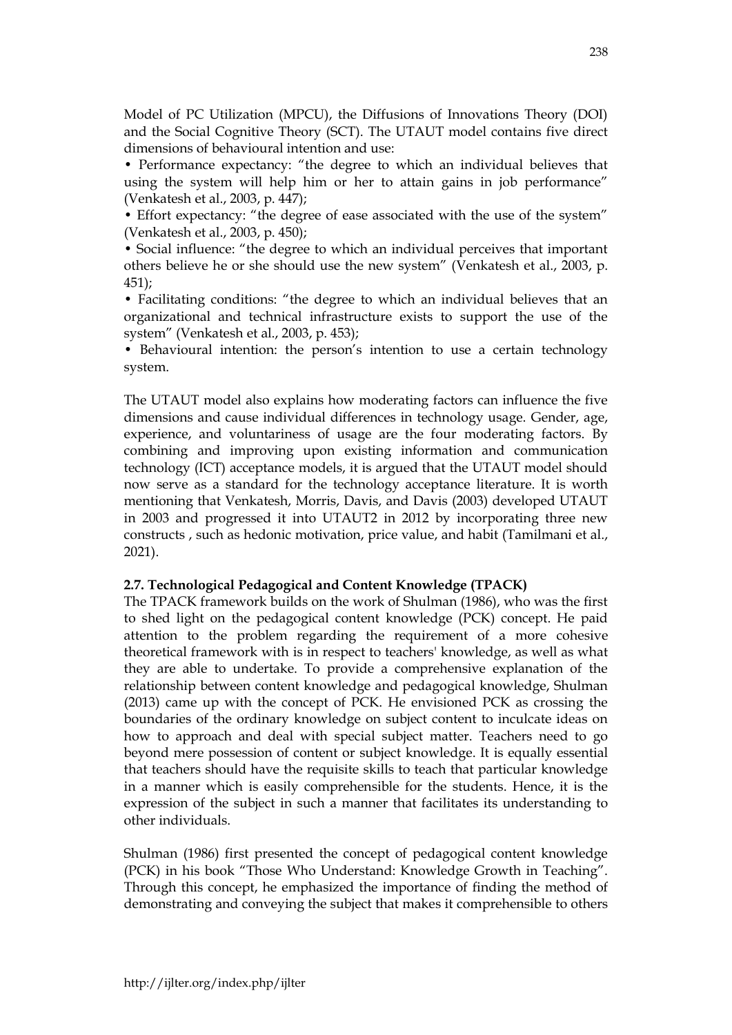Model of PC Utilization (MPCU), the Diffusions of Innovations Theory (DOI) and the Social Cognitive Theory (SCT). The UTAUT model contains five direct dimensions of behavioural intention and use:

• Performance expectancy: "the degree to which an individual believes that using the system will help him or her to attain gains in job performance" (Venkatesh et al., 2003, p. 447);

• Effort expectancy: "the degree of ease associated with the use of the system" (Venkatesh et al., 2003, p. 450);

• Social influence: "the degree to which an individual perceives that important others believe he or she should use the new system" (Venkatesh et al., 2003, p. 451);

• Facilitating conditions: "the degree to which an individual believes that an organizational and technical infrastructure exists to support the use of the system" (Venkatesh et al., 2003, p. 453);

• Behavioural intention: the person's intention to use a certain technology system.

The UTAUT model also explains how moderating factors can influence the five dimensions and cause individual differences in technology usage. Gender, age, experience, and voluntariness of usage are the four moderating factors. By combining and improving upon existing information and communication technology (ICT) acceptance models, it is argued that the UTAUT model should now serve as a standard for the technology acceptance literature. It is worth mentioning that Venkatesh, Morris, Davis, and Davis (2003) developed UTAUT in 2003 and progressed it into UTAUT2 in 2012 by incorporating three new constructs , such as hedonic motivation, price value, and habit (Tamilmani et al., 2021).

### 2.7. Technological Pedagogical and Content Knowledge (TPACK)

The TPACK framework builds on the work of Shulman (1986), who was the first to shed light on the pedagogical content knowledge (PCK) concept. He paid attention to the problem regarding the requirement of a more cohesive theoretical framework with is in respect to teachers' knowledge, as well as what they are able to undertake. To provide a comprehensive explanation of the relationship between content knowledge and pedagogical knowledge, Shulman (2013) came up with the concept of PCK. He envisioned PCK as crossing the boundaries of the ordinary knowledge on subject content to inculcate ideas on how to approach and deal with special subject matter. Teachers need to go beyond mere possession of content or subject knowledge. It is equally essential that teachers should have the requisite skills to teach that particular knowledge in a manner which is easily comprehensible for the students. Hence, it is the expression of the subject in such a manner that facilitates its understanding to other individuals.

Shulman (1986) first presented the concept of pedagogical content knowledge (PCK) in his book "Those Who Understand: Knowledge Growth in Teaching". Through this concept, he emphasized the importance of finding the method of demonstrating and conveying the subject that makes it comprehensible to others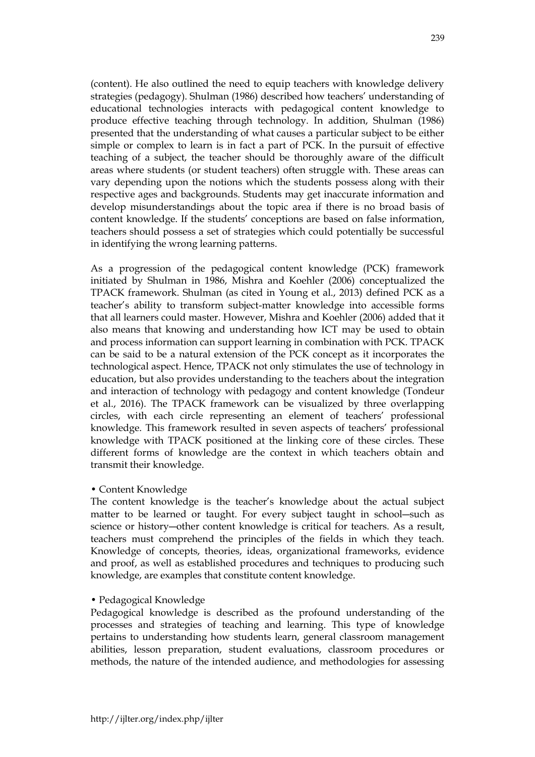(content). He also outlined the need to equip teachers with knowledge delivery strategies (pedagogy). Shulman (1986) described how teachers' understanding of educational technologies interacts with pedagogical content knowledge to produce effective teaching through technology. In addition, Shulman (1986) presented that the understanding of what causes a particular subject to be either simple or complex to learn is in fact a part of PCK. In the pursuit of effective teaching of a subject, the teacher should be thoroughly aware of the difficult areas where students (or student teachers) often struggle with. These areas can vary depending upon the notions which the students possess along with their respective ages and backgrounds. Students may get inaccurate information and develop misunderstandings about the topic area if there is no broad basis of content knowledge. If the students' conceptions are based on false information, teachers should possess a set of strategies which could potentially be successful in identifying the wrong learning patterns.

As a progression of the pedagogical content knowledge (PCK) framework initiated by Shulman in 1986, Mishra and Koehler (2006) conceptualized the TPACK framework. Shulman (as cited in Young et al., 2013) defined PCK as a teacher's ability to transform subject-matter knowledge into accessible forms that all learners could master. However, Mishra and Koehler (2006) added that it also means that knowing and understanding how ICT may be used to obtain and process information can support learning in combination with PCK. TPACK can be said to be a natural extension of the PCK concept as it incorporates the technological aspect. Hence, TPACK not only stimulates the use of technology in education, but also provides understanding to the teachers about the integration and interaction of technology with pedagogy and content knowledge (Tondeur et al., 2016). The TPACK framework can be visualized by three overlapping circles, with each circle representing an element of teachers' professional knowledge. This framework resulted in seven aspects of teachers' professional knowledge with TPACK positioned at the linking core of these circles. These different forms of knowledge are the context in which teachers obtain and transmit their knowledge.

• Content Knowledge
The content knowledge is the teacher's knowledge about the actual subject matter to be learned or taught. For every subject taught in school—such as science or history—other content knowledge is critical for teachers. As a result, teachers must comprehend the principles of the fields in which they teach. Knowledge of concepts, theories, ideas, organizational frameworks, evidence and proof, as well as established procedures and techniques to producing such knowledge, are examples that constitute content knowledge.

• Pedagogical Knowledge
Pedagogical knowledge is described as the profound understanding of the processes and strategies of teaching and learning. This type of knowledge pertains to understanding how students learn, general classroom management abilities, lesson preparation, student evaluations, classroom procedures or methods, the nature of the intended audience, and methodologies for assessing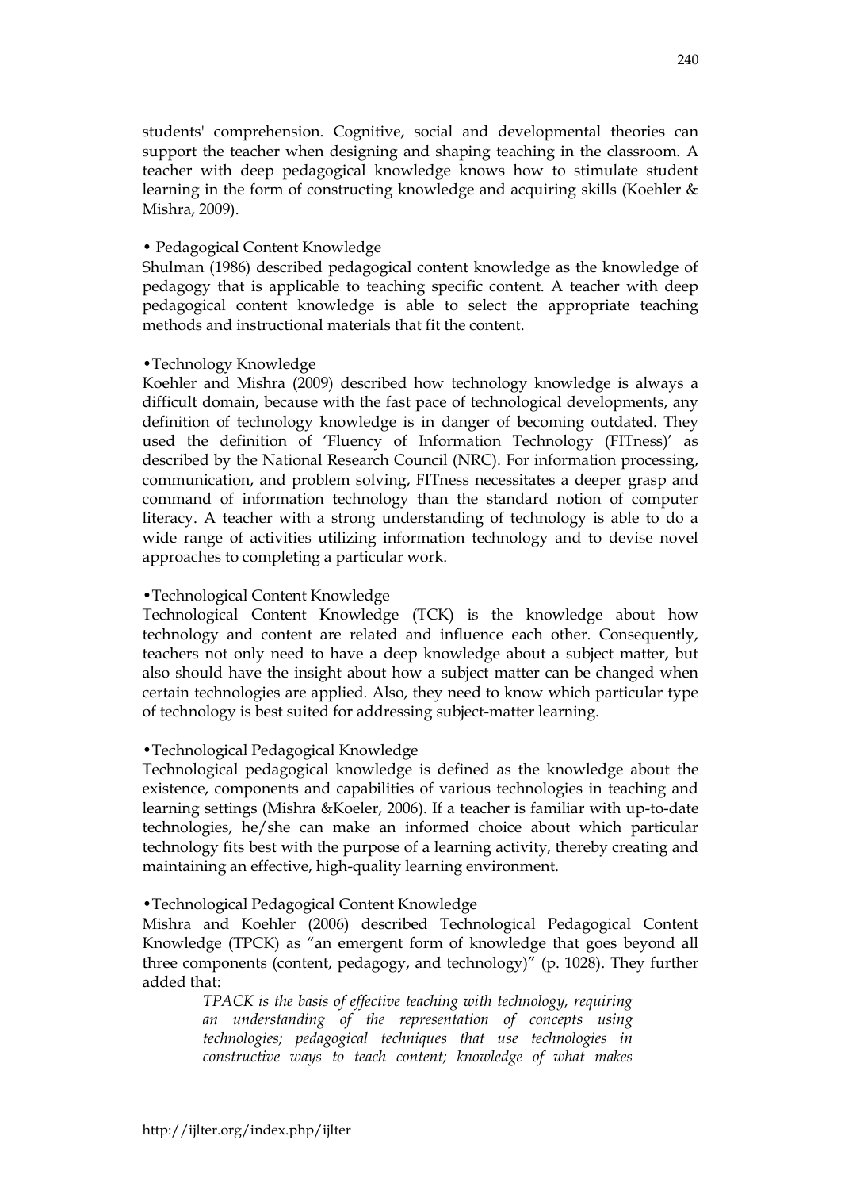students' comprehension. Cognitive, social and developmental theories can support the teacher when designing and shaping teaching in the classroom. A teacher with deep pedagogical knowledge knows how to stimulate student learning in the form of constructing knowledge and acquiring skills (Koehler & Mishra, 2009).

• Pedagogical Content Knowledge

Shulman (1986) described pedagogical content knowledge as the knowledge of pedagogy that is applicable to teaching specific content. A teacher with deep pedagogical content knowledge is able to select the appropriate teaching methods and instructional materials that fit the content.

•Technology Knowledge

Koehler and Mishra (2009) described how technology knowledge is always a difficult domain, because with the fast pace of technological developments, any definition of technology knowledge is in danger of becoming outdated. They used the definition of 'Fluency of Information Technology (FITness)' as described by the National Research Council (NRC). For information processing, communication, and problem solving, FITness necessitates a deeper grasp and command of information technology than the standard notion of computer literacy. A teacher with a strong understanding of technology is able to do a wide range of activities utilizing information technology and to devise novel approaches to completing a particular work.

•Technological Content Knowledge

Technological Content Knowledge (TCK) is the knowledge about how technology and content are related and influence each other. Consequently, teachers not only need to have a deep knowledge about a subject matter, but also should have the insight about how a subject matter can be changed when certain technologies are applied. Also, they need to know which particular type of technology is best suited for addressing subject-matter learning.

•Technological Pedagogical Knowledge

Technological pedagogical knowledge is defined as the knowledge about the existence, components and capabilities of various technologies in teaching and learning settings (Mishra &Koeler, 2006). If a teacher is familiar with up-to-date technologies, he/she can make an informed choice about which particular technology fits best with the purpose of a learning activity, thereby creating and maintaining an effective, high-quality learning environment.

•Technological Pedagogical Content Knowledge

Mishra and Koehler (2006) described Technological Pedagogical Content Knowledge (TPCK) as "an emergent form of knowledge that goes beyond all three components (content, pedagogy, and technology)" (p. 1028). They further added that:

> *TPACK is the basis of effective teaching with technology, requiring an understanding of the representation of concepts using technologies; pedagogical techniques that use technologies in constructive ways to teach content; knowledge of what makes*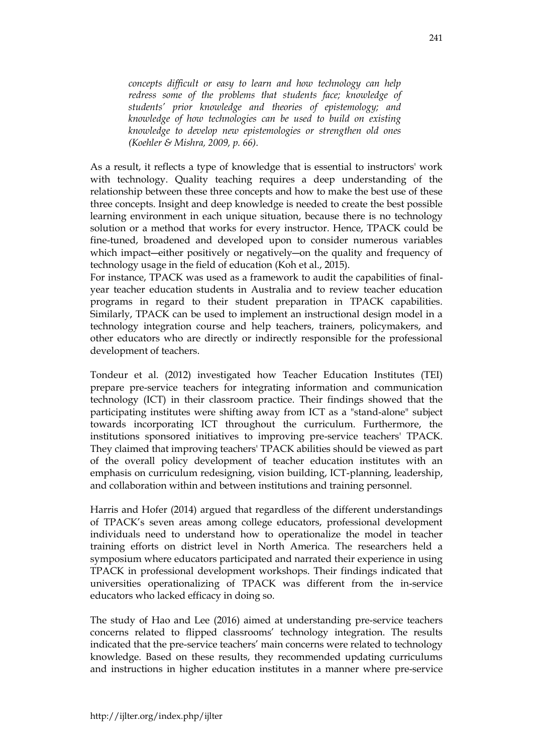> *concepts difficult or easy to learn and how technology can help redress some of the problems that students face; knowledge of students' prior knowledge and theories of epistemology; and knowledge of how technologies can be used to build on existing knowledge to develop new epistemologies or strengthen old ones (Koehler & Mishra, 2009, p. 66).*

As a result, it reflects a type of knowledge that is essential to instructors' work with technology. Quality teaching requires a deep understanding of the relationship between these three concepts and how to make the best use of these three concepts. Insight and deep knowledge is needed to create the best possible learning environment in each unique situation, because there is no technology solution or a method that works for every instructor. Hence, TPACK could be fine-tuned, broadened and developed upon to consider numerous variables which impact—either positively or negatively—on the quality and frequency of technology usage in the field of education (Koh et al., 2015).

For instance, TPACK was used as a framework to audit the capabilities of final-year teacher education students in Australia and to review teacher education programs in regard to their student preparation in TPACK capabilities. Similarly, TPACK can be used to implement an instructional design model in a technology integration course and help teachers, trainers, policymakers, and other educators who are directly or indirectly responsible for the professional development of teachers.

Tondeur et al. (2012) investigated how Teacher Education Institutes (TEI) prepare pre-service teachers for integrating information and communication technology (ICT) in their classroom practice. Their findings showed that the participating institutes were shifting away from ICT as a "stand-alone" subject towards incorporating ICT throughout the curriculum. Furthermore, the institutions sponsored initiatives to improving pre-service teachers' TPACK. They claimed that improving teachers' TPACK abilities should be viewed as part of the overall policy development of teacher education institutes with an emphasis on curriculum redesigning, vision building, ICT-planning, leadership, and collaboration within and between institutions and training personnel.

Harris and Hofer (2014) argued that regardless of the different understandings of TPACK's seven areas among college educators, professional development individuals need to understand how to operationalize the model in teacher training efforts on district level in North America. The researchers held a symposium where educators participated and narrated their experience in using TPACK in professional development workshops. Their findings indicated that universities operationalizing of TPACK was different from the in-service educators who lacked efficacy in doing so.

The study of Hao and Lee (2016) aimed at understanding pre-service teachers concerns related to flipped classrooms' technology integration. The results indicated that the pre-service teachers' main concerns were related to technology knowledge. Based on these results, they recommended updating curriculums and instructions in higher education institutes in a manner where pre-service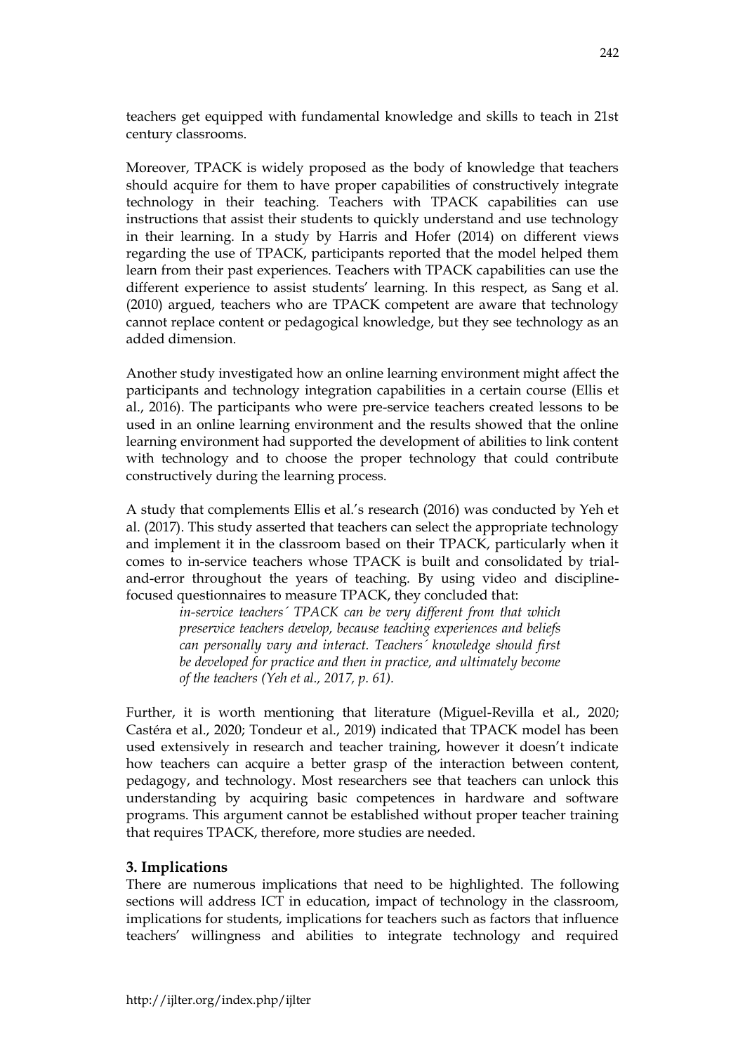teachers get equipped with fundamental knowledge and skills to teach in 21st century classrooms.

Moreover, TPACK is widely proposed as the body of knowledge that teachers should acquire for them to have proper capabilities of constructively integrate technology in their teaching. Teachers with TPACK capabilities can use instructions that assist their students to quickly understand and use technology in their learning. In a study by Harris and Hofer (2014) on different views regarding the use of TPACK, participants reported that the model helped them learn from their past experiences. Teachers with TPACK capabilities can use the different experience to assist students' learning. In this respect, as Sang et al. (2010) argued, teachers who are TPACK competent are aware that technology cannot replace content or pedagogical knowledge, but they see technology as an added dimension.

Another study investigated how an online learning environment might affect the participants and technology integration capabilities in a certain course (Ellis et al., 2016). The participants who were pre-service teachers created lessons to be used in an online learning environment and the results showed that the online learning environment had supported the development of abilities to link content with technology and to choose the proper technology that could contribute constructively during the learning process.

A study that complements Ellis et al.'s research (2016) was conducted by Yeh et al. (2017). This study asserted that teachers can select the appropriate technology and implement it in the classroom based on their TPACK, particularly when it comes to in-service teachers whose TPACK is built and consolidated by trial-and-error throughout the years of teaching. By using video and discipline-focused questionnaires to measure TPACK, they concluded that:

> *in-service teachers´ TPACK can be very different from that which preservice teachers develop, because teaching experiences and beliefs can personally vary and interact. Teachers´ knowledge should first be developed for practice and then in practice, and ultimately become of the teachers (Yeh et al., 2017, p. 61).*

Further, it is worth mentioning that literature (Miguel-Revilla et al., 2020; Castéra et al., 2020; Tondeur et al., 2019) indicated that TPACK model has been used extensively in research and teacher training, however it doesn't indicate how teachers can acquire a better grasp of the interaction between content, pedagogy, and technology. Most researchers see that teachers can unlock this understanding by acquiring basic competences in hardware and software programs. This argument cannot be established without proper teacher training that requires TPACK, therefore, more studies are needed.

## 3. Implications

There are numerous implications that need to be highlighted. The following sections will address ICT in education, impact of technology in the classroom, implications for students, implications for teachers such as factors that influence teachers' willingness and abilities to integrate technology and required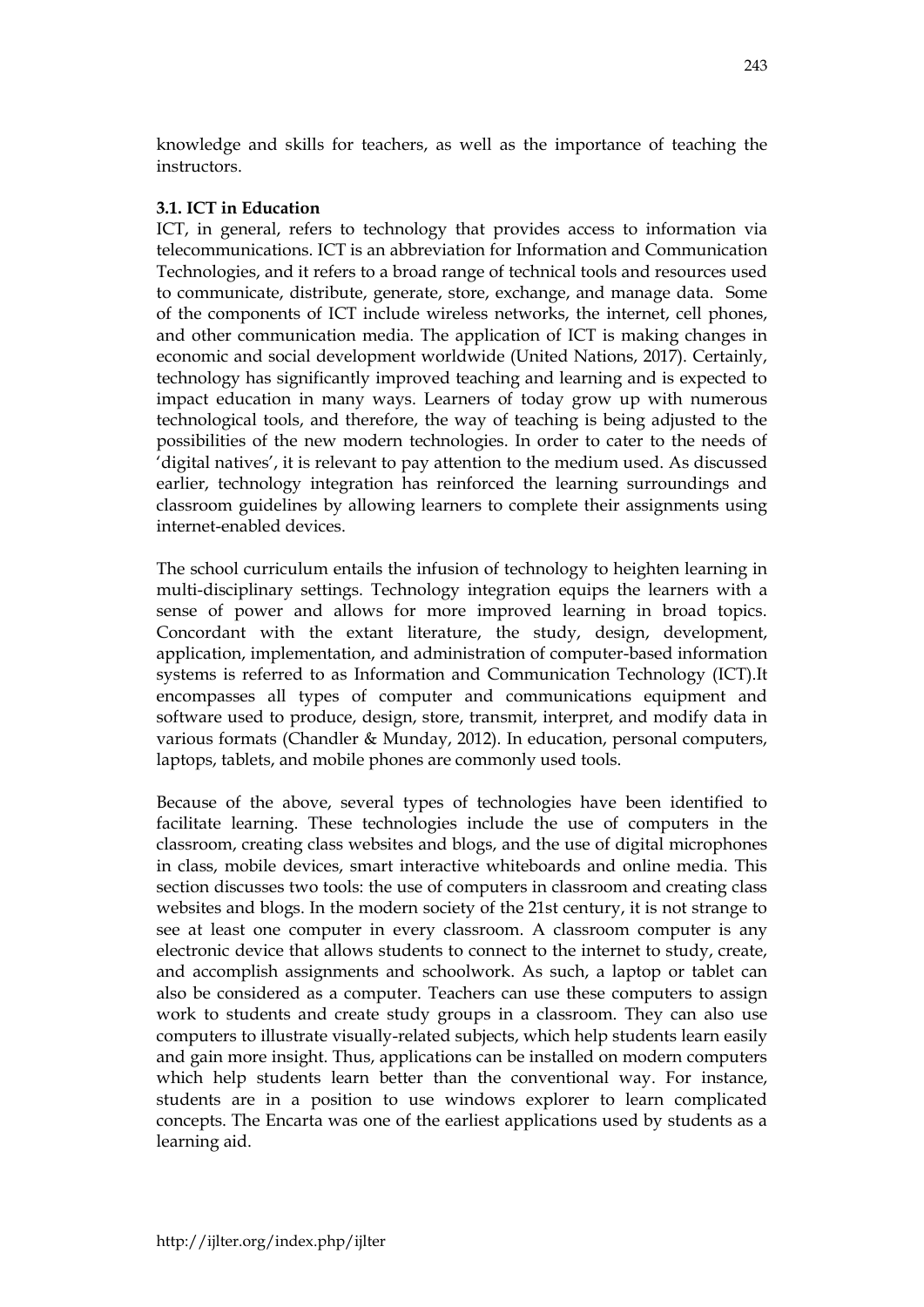knowledge and skills for teachers, as well as the importance of teaching the instructors.

### 3.1. ICT in Education

ICT, in general, refers to technology that provides access to information via telecommunications. ICT is an abbreviation for Information and Communication Technologies, and it refers to a broad range of technical tools and resources used to communicate, distribute, generate, store, exchange, and manage data. Some of the components of ICT include wireless networks, the internet, cell phones, and other communication media. The application of ICT is making changes in economic and social development worldwide (United Nations, 2017). Certainly, technology has significantly improved teaching and learning and is expected to impact education in many ways. Learners of today grow up with numerous technological tools, and therefore, the way of teaching is being adjusted to the possibilities of the new modern technologies. In order to cater to the needs of 'digital natives', it is relevant to pay attention to the medium used. As discussed earlier, technology integration has reinforced the learning surroundings and classroom guidelines by allowing learners to complete their assignments using internet-enabled devices.

The school curriculum entails the infusion of technology to heighten learning in multi-disciplinary settings. Technology integration equips the learners with a sense of power and allows for more improved learning in broad topics. Concordant with the extant literature, the study, design, development, application, implementation, and administration of computer-based information systems is referred to as Information and Communication Technology (ICT).It encompasses all types of computer and communications equipment and software used to produce, design, store, transmit, interpret, and modify data in various formats (Chandler & Munday, 2012). In education, personal computers, laptops, tablets, and mobile phones are commonly used tools.

Because of the above, several types of technologies have been identified to facilitate learning. These technologies include the use of computers in the classroom, creating class websites and blogs, and the use of digital microphones in class, mobile devices, smart interactive whiteboards and online media. This section discusses two tools: the use of computers in classroom and creating class websites and blogs. In the modern society of the 21st century, it is not strange to see at least one computer in every classroom. A classroom computer is any electronic device that allows students to connect to the internet to study, create, and accomplish assignments and schoolwork. As such, a laptop or tablet can also be considered as a computer. Teachers can use these computers to assign work to students and create study groups in a classroom. They can also use computers to illustrate visually-related subjects, which help students learn easily and gain more insight. Thus, applications can be installed on modern computers which help students learn better than the conventional way. For instance, students are in a position to use windows explorer to learn complicated concepts. The Encarta was one of the earliest applications used by students as a learning aid.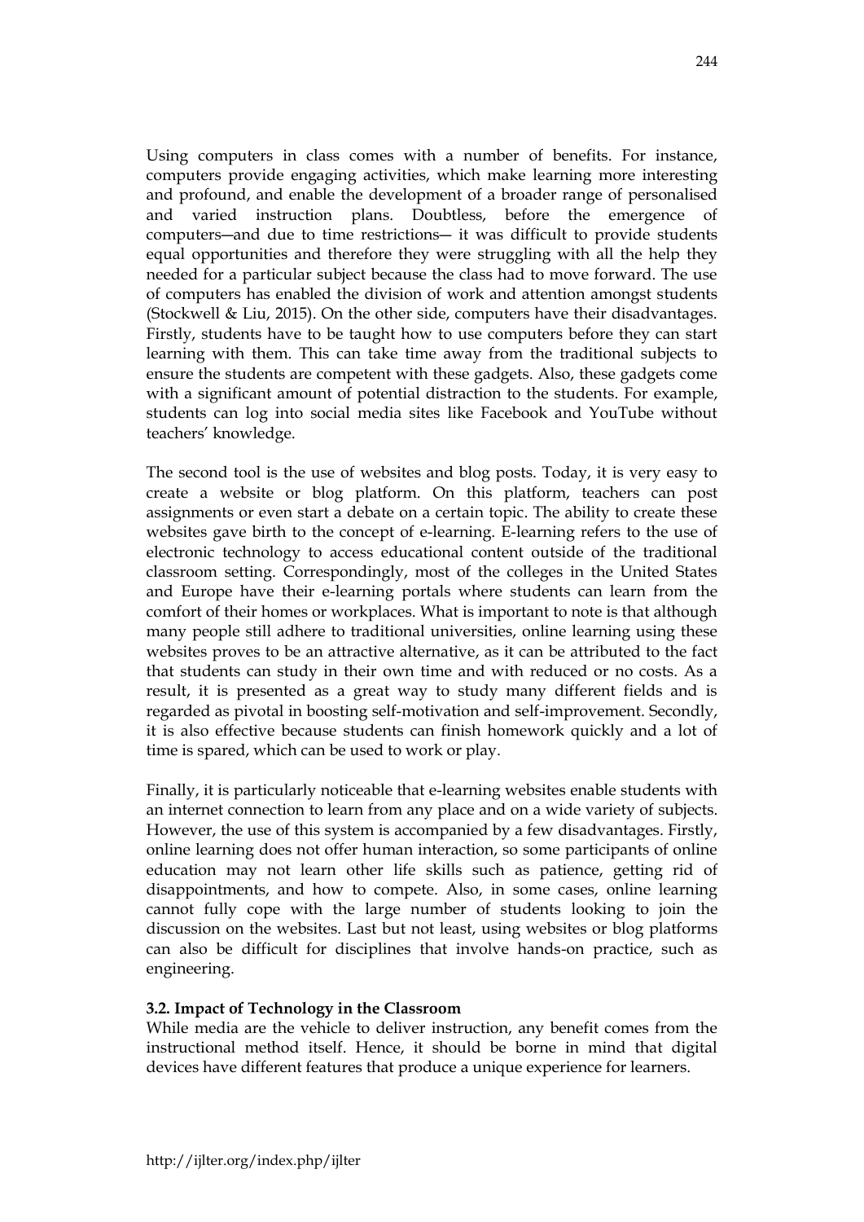Using computers in class comes with a number of benefits. For instance, computers provide engaging activities, which make learning more interesting and profound, and enable the development of a broader range of personalised and varied instruction plans. Doubtless, before the emergence of computers—and due to time restrictions— it was difficult to provide students equal opportunities and therefore they were struggling with all the help they needed for a particular subject because the class had to move forward. The use of computers has enabled the division of work and attention amongst students (Stockwell & Liu, 2015). On the other side, computers have their disadvantages. Firstly, students have to be taught how to use computers before they can start learning with them. This can take time away from the traditional subjects to ensure the students are competent with these gadgets. Also, these gadgets come with a significant amount of potential distraction to the students. For example, students can log into social media sites like Facebook and YouTube without teachers' knowledge.

The second tool is the use of websites and blog posts. Today, it is very easy to create a website or blog platform. On this platform, teachers can post assignments or even start a debate on a certain topic. The ability to create these websites gave birth to the concept of e-learning. E-learning refers to the use of electronic technology to access educational content outside of the traditional classroom setting. Correspondingly, most of the colleges in the United States and Europe have their e-learning portals where students can learn from the comfort of their homes or workplaces. What is important to note is that although many people still adhere to traditional universities, online learning using these websites proves to be an attractive alternative, as it can be attributed to the fact that students can study in their own time and with reduced or no costs. As a result, it is presented as a great way to study many different fields and is regarded as pivotal in boosting self-motivation and self-improvement. Secondly, it is also effective because students can finish homework quickly and a lot of time is spared, which can be used to work or play.

Finally, it is particularly noticeable that e-learning websites enable students with an internet connection to learn from any place and on a wide variety of subjects. However, the use of this system is accompanied by a few disadvantages. Firstly, online learning does not offer human interaction, so some participants of online education may not learn other life skills such as patience, getting rid of disappointments, and how to compete. Also, in some cases, online learning cannot fully cope with the large number of students looking to join the discussion on the websites. Last but not least, using websites or blog platforms can also be difficult for disciplines that involve hands-on practice, such as engineering.

### 3.2. Impact of Technology in the Classroom

While media are the vehicle to deliver instruction, any benefit comes from the instructional method itself. Hence, it should be borne in mind that digital devices have different features that produce a unique experience for learners.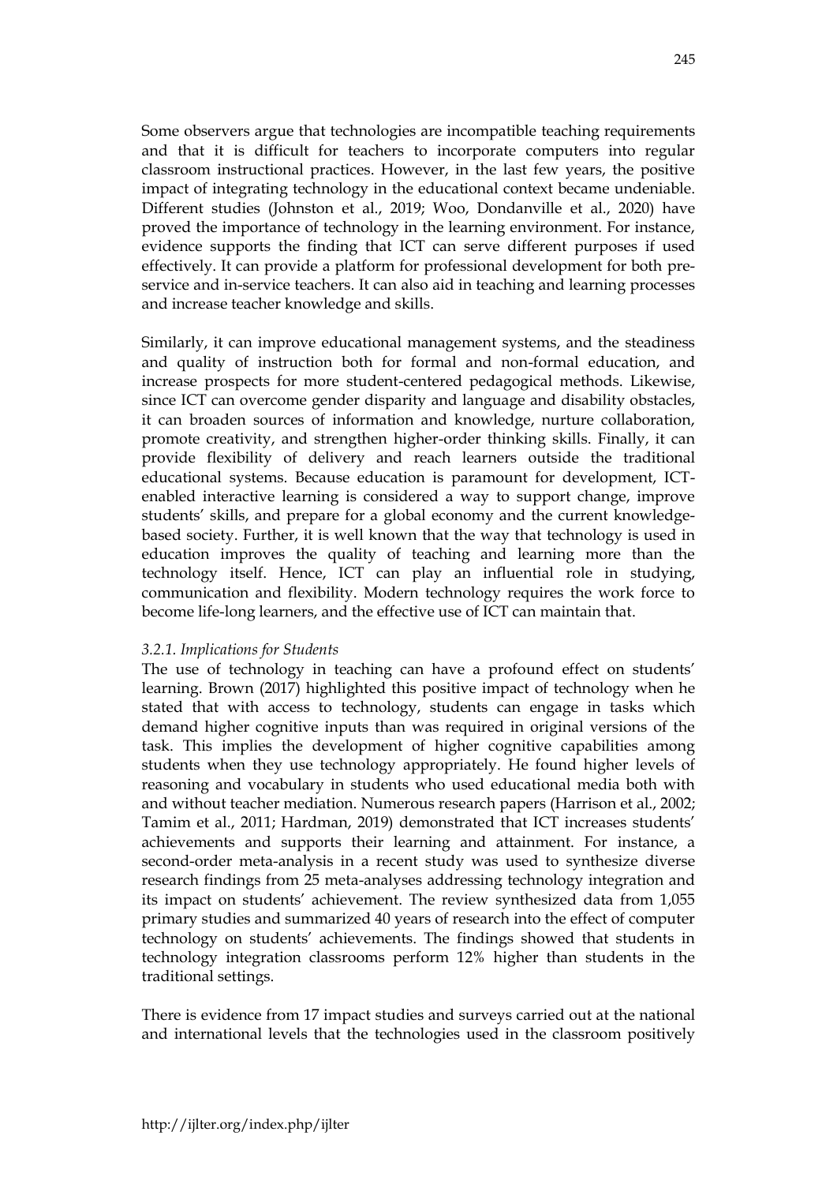Some observers argue that technologies are incompatible teaching requirements and that it is difficult for teachers to incorporate computers into regular classroom instructional practices. However, in the last few years, the positive impact of integrating technology in the educational context became undeniable. Different studies (Johnston et al., 2019; Woo, Dondanville et al., 2020) have proved the importance of technology in the learning environment. For instance, evidence supports the finding that ICT can serve different purposes if used effectively. It can provide a platform for professional development for both pre-service and in-service teachers. It can also aid in teaching and learning processes and increase teacher knowledge and skills.

Similarly, it can improve educational management systems, and the steadiness and quality of instruction both for formal and non-formal education, and increase prospects for more student-centered pedagogical methods. Likewise, since ICT can overcome gender disparity and language and disability obstacles, it can broaden sources of information and knowledge, nurture collaboration, promote creativity, and strengthen higher-order thinking skills. Finally, it can provide flexibility of delivery and reach learners outside the traditional educational systems. Because education is paramount for development, ICT-enabled interactive learning is considered a way to support change, improve students' skills, and prepare for a global economy and the current knowledge-based society. Further, it is well known that the way that technology is used in education improves the quality of teaching and learning more than the technology itself. Hence, ICT can play an influential role in studying, communication and flexibility. Modern technology requires the work force to become life-long learners, and the effective use of ICT can maintain that.

#### *3.2.1. Implications for Students*

The use of technology in teaching can have a profound effect on students' learning. Brown (2017) highlighted this positive impact of technology when he stated that with access to technology, students can engage in tasks which demand higher cognitive inputs than was required in original versions of the task. This implies the development of higher cognitive capabilities among students when they use technology appropriately. He found higher levels of reasoning and vocabulary in students who used educational media both with and without teacher mediation. Numerous research papers (Harrison et al., 2002; Tamim et al., 2011; Hardman, 2019) demonstrated that ICT increases students' achievements and supports their learning and attainment. For instance, a second-order meta-analysis in a recent study was used to synthesize diverse research findings from 25 meta-analyses addressing technology integration and its impact on students' achievement. The review synthesized data from 1,055 primary studies and summarized 40 years of research into the effect of computer technology on students' achievements. The findings showed that students in technology integration classrooms perform 12% higher than students in the traditional settings.

There is evidence from 17 impact studies and surveys carried out at the national and international levels that the technologies used in the classroom positively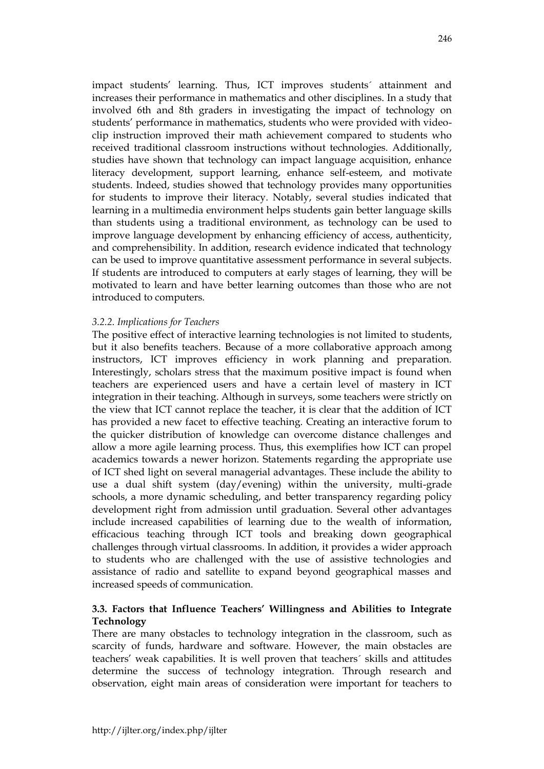impact students' learning. Thus, ICT improves students´ attainment and increases their performance in mathematics and other disciplines. In a study that involved 6th and 8th graders in investigating the impact of technology on students' performance in mathematics, students who were provided with video-clip instruction improved their math achievement compared to students who received traditional classroom instructions without technologies. Additionally, studies have shown that technology can impact language acquisition, enhance literacy development, support learning, enhance self-esteem, and motivate students. Indeed, studies showed that technology provides many opportunities for students to improve their literacy. Notably, several studies indicated that learning in a multimedia environment helps students gain better language skills than students using a traditional environment, as technology can be used to improve language development by enhancing efficiency of access, authenticity, and comprehensibility. In addition, research evidence indicated that technology can be used to improve quantitative assessment performance in several subjects. If students are introduced to computers at early stages of learning, they will be motivated to learn and have better learning outcomes than those who are not introduced to computers.

#### *3.2.2. Implications for Teachers*

The positive effect of interactive learning technologies is not limited to students, but it also benefits teachers. Because of a more collaborative approach among instructors, ICT improves efficiency in work planning and preparation. Interestingly, scholars stress that the maximum positive impact is found when teachers are experienced users and have a certain level of mastery in ICT integration in their teaching. Although in surveys, some teachers were strictly on the view that ICT cannot replace the teacher, it is clear that the addition of ICT has provided a new facet to effective teaching. Creating an interactive forum to the quicker distribution of knowledge can overcome distance challenges and allow a more agile learning process. Thus, this exemplifies how ICT can propel academics towards a newer horizon. Statements regarding the appropriate use of ICT shed light on several managerial advantages. These include the ability to use a dual shift system (day/evening) within the university, multi-grade schools, a more dynamic scheduling, and better transparency regarding policy development right from admission until graduation. Several other advantages include increased capabilities of learning due to the wealth of information, efficacious teaching through ICT tools and breaking down geographical challenges through virtual classrooms. In addition, it provides a wider approach to students who are challenged with the use of assistive technologies and assistance of radio and satellite to expand beyond geographical masses and increased speeds of communication.

### **3.3. Factors that Influence Teachers' Willingness and Abilities to Integrate Technology**

There are many obstacles to technology integration in the classroom, such as scarcity of funds, hardware and software. However, the main obstacles are teachers' weak capabilities. It is well proven that teachers´ skills and attitudes determine the success of technology integration. Through research and observation, eight main areas of consideration were important for teachers to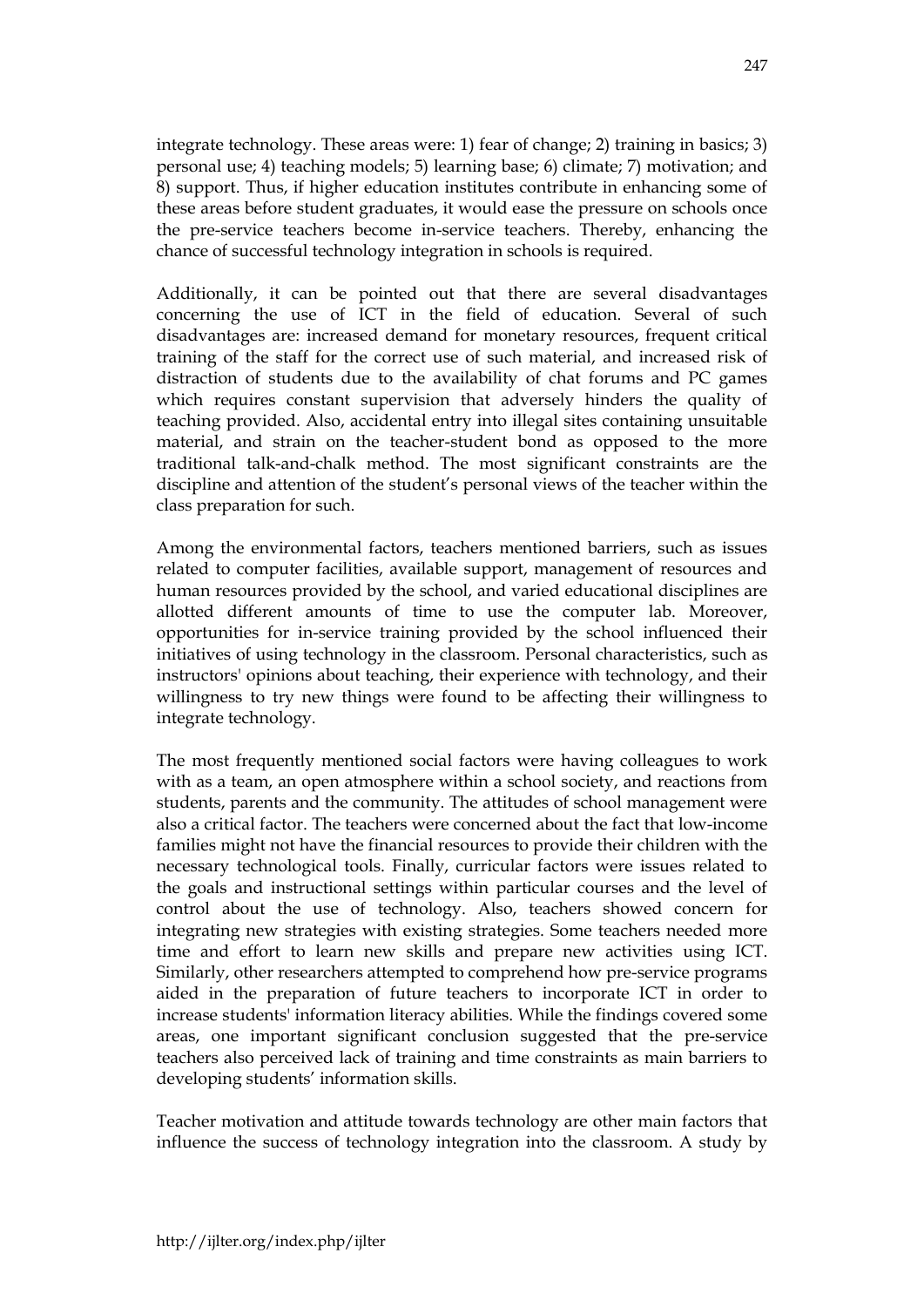integrate technology. These areas were: 1) fear of change; 2) training in basics; 3) personal use; 4) teaching models; 5) learning base; 6) climate; 7) motivation; and 8) support. Thus, if higher education institutes contribute in enhancing some of these areas before student graduates, it would ease the pressure on schools once the pre-service teachers become in-service teachers. Thereby, enhancing the chance of successful technology integration in schools is required.

Additionally, it can be pointed out that there are several disadvantages concerning the use of ICT in the field of education. Several of such disadvantages are: increased demand for monetary resources, frequent critical training of the staff for the correct use of such material, and increased risk of distraction of students due to the availability of chat forums and PC games which requires constant supervision that adversely hinders the quality of teaching provided. Also, accidental entry into illegal sites containing unsuitable material, and strain on the teacher-student bond as opposed to the more traditional talk-and-chalk method. The most significant constraints are the discipline and attention of the student's personal views of the teacher within the class preparation for such.

Among the environmental factors, teachers mentioned barriers, such as issues related to computer facilities, available support, management of resources and human resources provided by the school, and varied educational disciplines are allotted different amounts of time to use the computer lab. Moreover, opportunities for in-service training provided by the school influenced their initiatives of using technology in the classroom. Personal characteristics, such as instructors' opinions about teaching, their experience with technology, and their willingness to try new things were found to be affecting their willingness to integrate technology.

The most frequently mentioned social factors were having colleagues to work with as a team, an open atmosphere within a school society, and reactions from students, parents and the community. The attitudes of school management were also a critical factor. The teachers were concerned about the fact that low-income families might not have the financial resources to provide their children with the necessary technological tools. Finally, curricular factors were issues related to the goals and instructional settings within particular courses and the level of control about the use of technology. Also, teachers showed concern for integrating new strategies with existing strategies. Some teachers needed more time and effort to learn new skills and prepare new activities using ICT. Similarly, other researchers attempted to comprehend how pre-service programs aided in the preparation of future teachers to incorporate ICT in order to increase students' information literacy abilities. While the findings covered some areas, one important significant conclusion suggested that the pre-service teachers also perceived lack of training and time constraints as main barriers to developing students' information skills.

Teacher motivation and attitude towards technology are other main factors that influence the success of technology integration into the classroom. A study by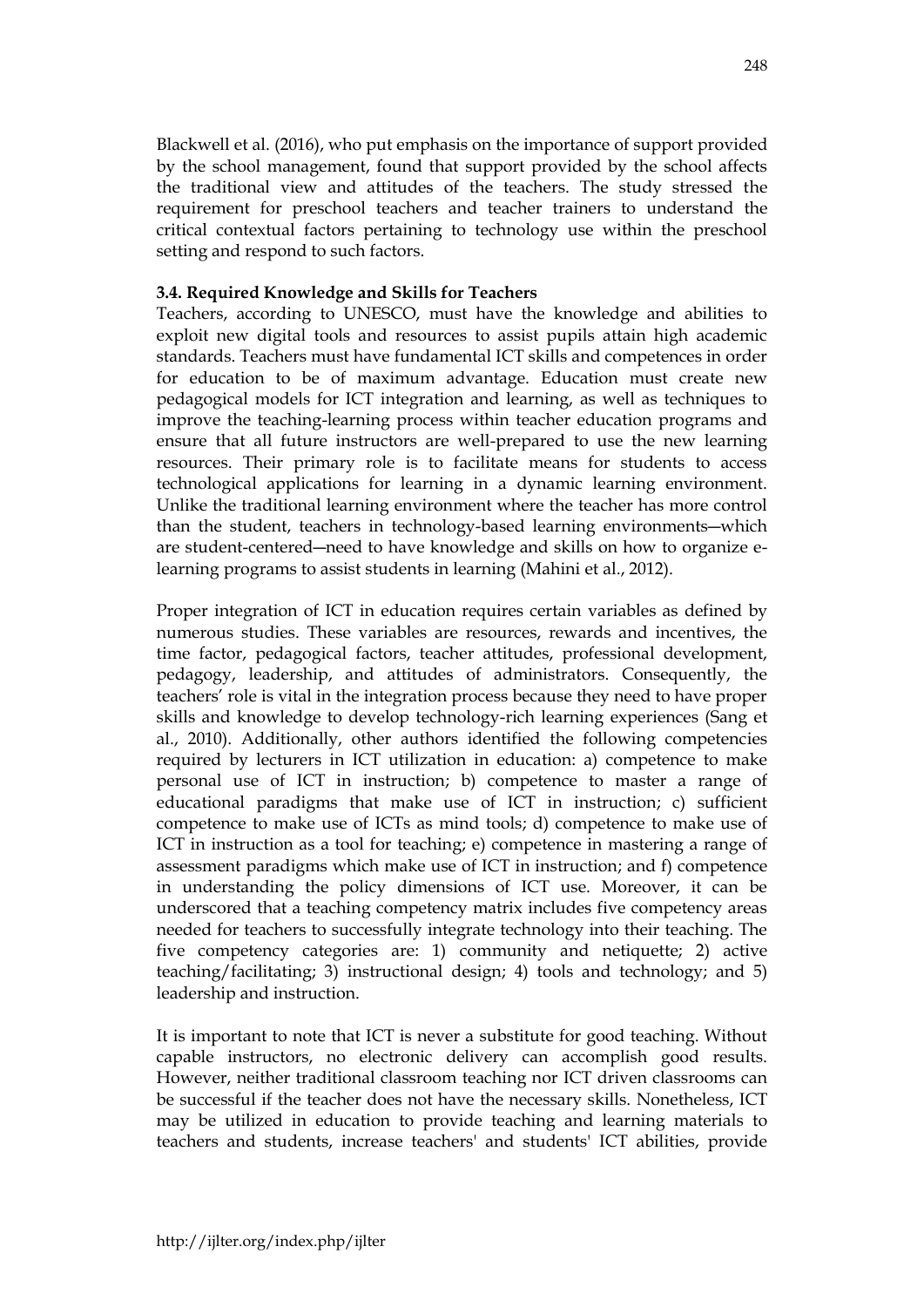Blackwell et al. (2016), who put emphasis on the importance of support provided by the school management, found that support provided by the school affects the traditional view and attitudes of the teachers. The study stressed the requirement for preschool teachers and teacher trainers to understand the critical contextual factors pertaining to technology use within the preschool setting and respond to such factors.

### 3.4. Required Knowledge and Skills for Teachers

Teachers, according to UNESCO, must have the knowledge and abilities to exploit new digital tools and resources to assist pupils attain high academic standards. Teachers must have fundamental ICT skills and competences in order for education to be of maximum advantage. Education must create new pedagogical models for ICT integration and learning, as well as techniques to improve the teaching-learning process within teacher education programs and ensure that all future instructors are well-prepared to use the new learning resources. Their primary role is to facilitate means for students to access technological applications for learning in a dynamic learning environment. Unlike the traditional learning environment where the teacher has more control than the student, teachers in technology-based learning environments—which are student-centered—need to have knowledge and skills on how to organize e-learning programs to assist students in learning (Mahini et al., 2012).

Proper integration of ICT in education requires certain variables as defined by numerous studies. These variables are resources, rewards and incentives, the time factor, pedagogical factors, teacher attitudes, professional development, pedagogy, leadership, and attitudes of administrators. Consequently, the teachers' role is vital in the integration process because they need to have proper skills and knowledge to develop technology-rich learning experiences (Sang et al., 2010). Additionally, other authors identified the following competencies required by lecturers in ICT utilization in education: a) competence to make personal use of ICT in instruction; b) competence to master a range of educational paradigms that make use of ICT in instruction; c) sufficient competence to make use of ICTs as mind tools; d) competence to make use of ICT in instruction as a tool for teaching; e) competence in mastering a range of assessment paradigms which make use of ICT in instruction; and f) competence in understanding the policy dimensions of ICT use. Moreover, it can be underscored that a teaching competency matrix includes five competency areas needed for teachers to successfully integrate technology into their teaching. The five competency categories are: 1) community and netiquette; 2) active teaching/facilitating; 3) instructional design; 4) tools and technology; and 5) leadership and instruction.

It is important to note that ICT is never a substitute for good teaching. Without capable instructors, no electronic delivery can accomplish good results. However, neither traditional classroom teaching nor ICT driven classrooms can be successful if the teacher does not have the necessary skills. Nonetheless, ICT may be utilized in education to provide teaching and learning materials to teachers and students, increase teachers' and students' ICT abilities, provide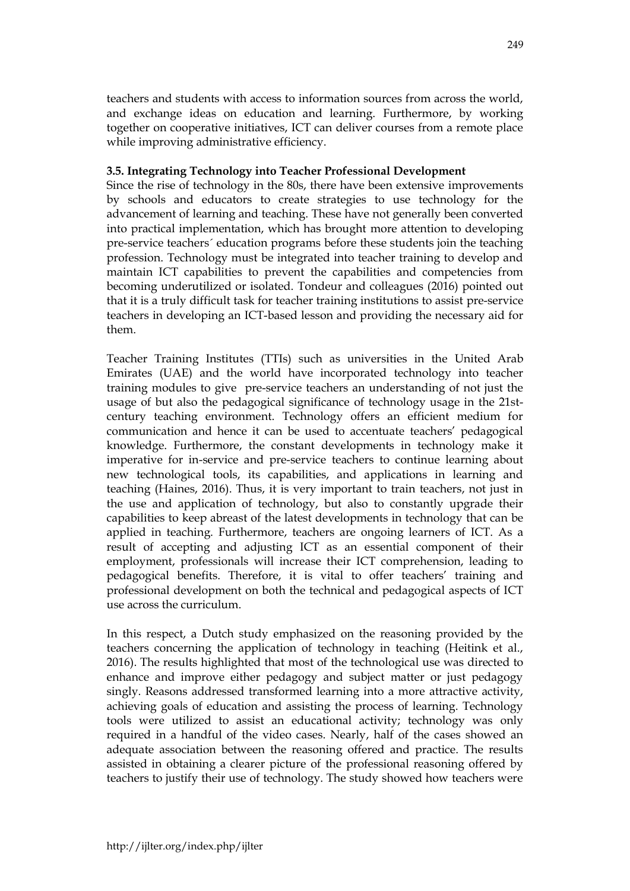teachers and students with access to information sources from across the world, and exchange ideas on education and learning. Furthermore, by working together on cooperative initiatives, ICT can deliver courses from a remote place while improving administrative efficiency.

### 3.5. Integrating Technology into Teacher Professional Development

Since the rise of technology in the 80s, there have been extensive improvements by schools and educators to create strategies to use technology for the advancement of learning and teaching. These have not generally been converted into practical implementation, which has brought more attention to developing pre-service teachers´ education programs before these students join the teaching profession. Technology must be integrated into teacher training to develop and maintain ICT capabilities to prevent the capabilities and competencies from becoming underutilized or isolated. Tondeur and colleagues (2016) pointed out that it is a truly difficult task for teacher training institutions to assist pre-service teachers in developing an ICT-based lesson and providing the necessary aid for them.

Teacher Training Institutes (TTIs) such as universities in the United Arab Emirates (UAE) and the world have incorporated technology into teacher training modules to give pre-service teachers an understanding of not just the usage of but also the pedagogical significance of technology usage in the 21st-century teaching environment. Technology offers an efficient medium for communication and hence it can be used to accentuate teachers' pedagogical knowledge. Furthermore, the constant developments in technology make it imperative for in-service and pre-service teachers to continue learning about new technological tools, its capabilities, and applications in learning and teaching (Haines, 2016). Thus, it is very important to train teachers, not just in the use and application of technology, but also to constantly upgrade their capabilities to keep abreast of the latest developments in technology that can be applied in teaching. Furthermore, teachers are ongoing learners of ICT. As a result of accepting and adjusting ICT as an essential component of their employment, professionals will increase their ICT comprehension, leading to pedagogical benefits. Therefore, it is vital to offer teachers' training and professional development on both the technical and pedagogical aspects of ICT use across the curriculum.

In this respect, a Dutch study emphasized on the reasoning provided by the teachers concerning the application of technology in teaching (Heitink et al., 2016). The results highlighted that most of the technological use was directed to enhance and improve either pedagogy and subject matter or just pedagogy singly. Reasons addressed transformed learning into a more attractive activity, achieving goals of education and assisting the process of learning. Technology tools were utilized to assist an educational activity; technology was only required in a handful of the video cases. Nearly, half of the cases showed an adequate association between the reasoning offered and practice. The results assisted in obtaining a clearer picture of the professional reasoning offered by teachers to justify their use of technology. The study showed how teachers were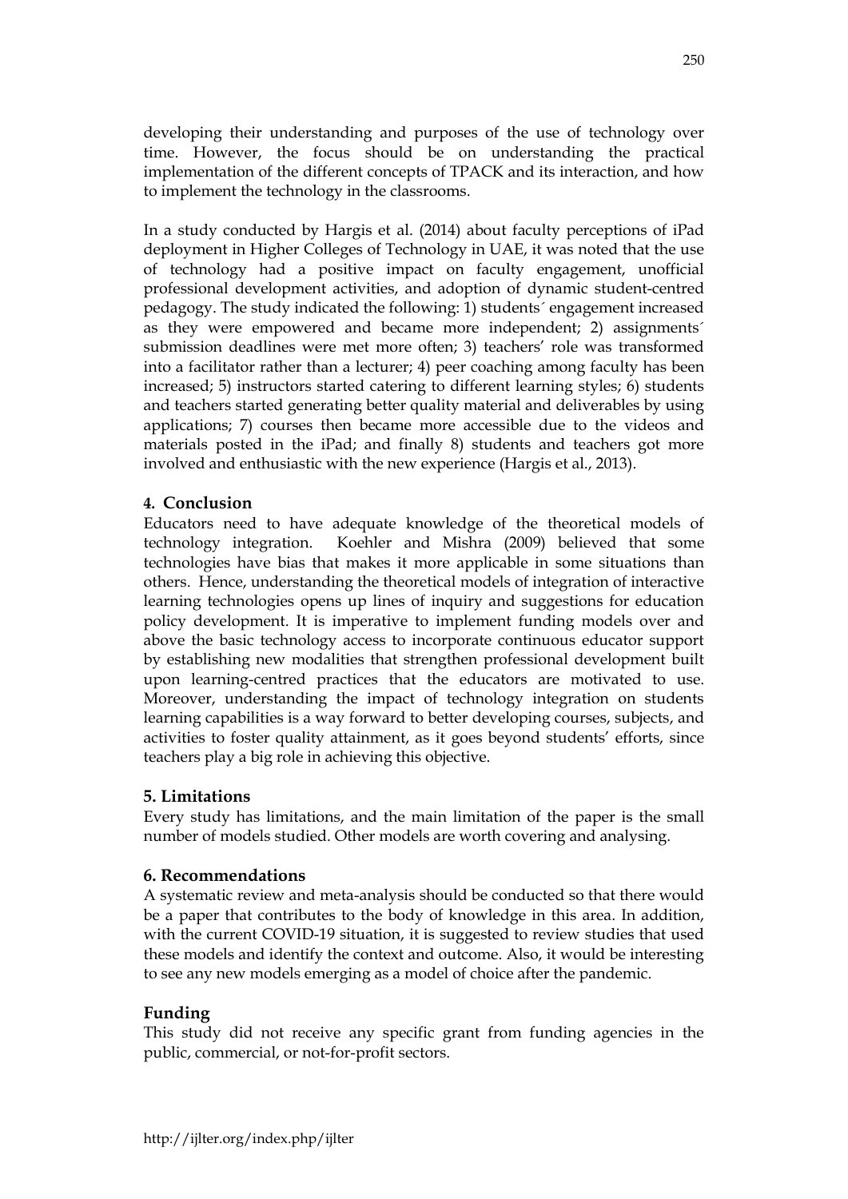developing their understanding and purposes of the use of technology over time. However, the focus should be on understanding the practical implementation of the different concepts of TPACK and its interaction, and how to implement the technology in the classrooms.

In a study conducted by Hargis et al. (2014) about faculty perceptions of iPad deployment in Higher Colleges of Technology in UAE, it was noted that the use of technology had a positive impact on faculty engagement, unofficial professional development activities, and adoption of dynamic student-centred pedagogy. The study indicated the following: 1) students´ engagement increased as they were empowered and became more independent; 2) assignments´ submission deadlines were met more often; 3) teachers' role was transformed into a facilitator rather than a lecturer; 4) peer coaching among faculty has been increased; 5) instructors started catering to different learning styles; 6) students and teachers started generating better quality material and deliverables by using applications; 7) courses then became more accessible due to the videos and materials posted in the iPad; and finally 8) students and teachers got more involved and enthusiastic with the new experience (Hargis et al., 2013).

## 4. Conclusion

Educators need to have adequate knowledge of the theoretical models of technology integration. Koehler and Mishra (2009) believed that some technologies have bias that makes it more applicable in some situations than others. Hence, understanding the theoretical models of integration of interactive learning technologies opens up lines of inquiry and suggestions for education policy development. It is imperative to implement funding models over and above the basic technology access to incorporate continuous educator support by establishing new modalities that strengthen professional development built upon learning-centred practices that the educators are motivated to use. Moreover, understanding the impact of technology integration on students learning capabilities is a way forward to better developing courses, subjects, and activities to foster quality attainment, as it goes beyond students' efforts, since teachers play a big role in achieving this objective.

## 5. Limitations

Every study has limitations, and the main limitation of the paper is the small number of models studied. Other models are worth covering and analysing.

## 6. Recommendations

A systematic review and meta-analysis should be conducted so that there would be a paper that contributes to the body of knowledge in this area. In addition, with the current COVID-19 situation, it is suggested to review studies that used these models and identify the context and outcome. Also, it would be interesting to see any new models emerging as a model of choice after the pandemic.

## Funding

This study did not receive any specific grant from funding agencies in the public, commercial, or not-for-profit sectors.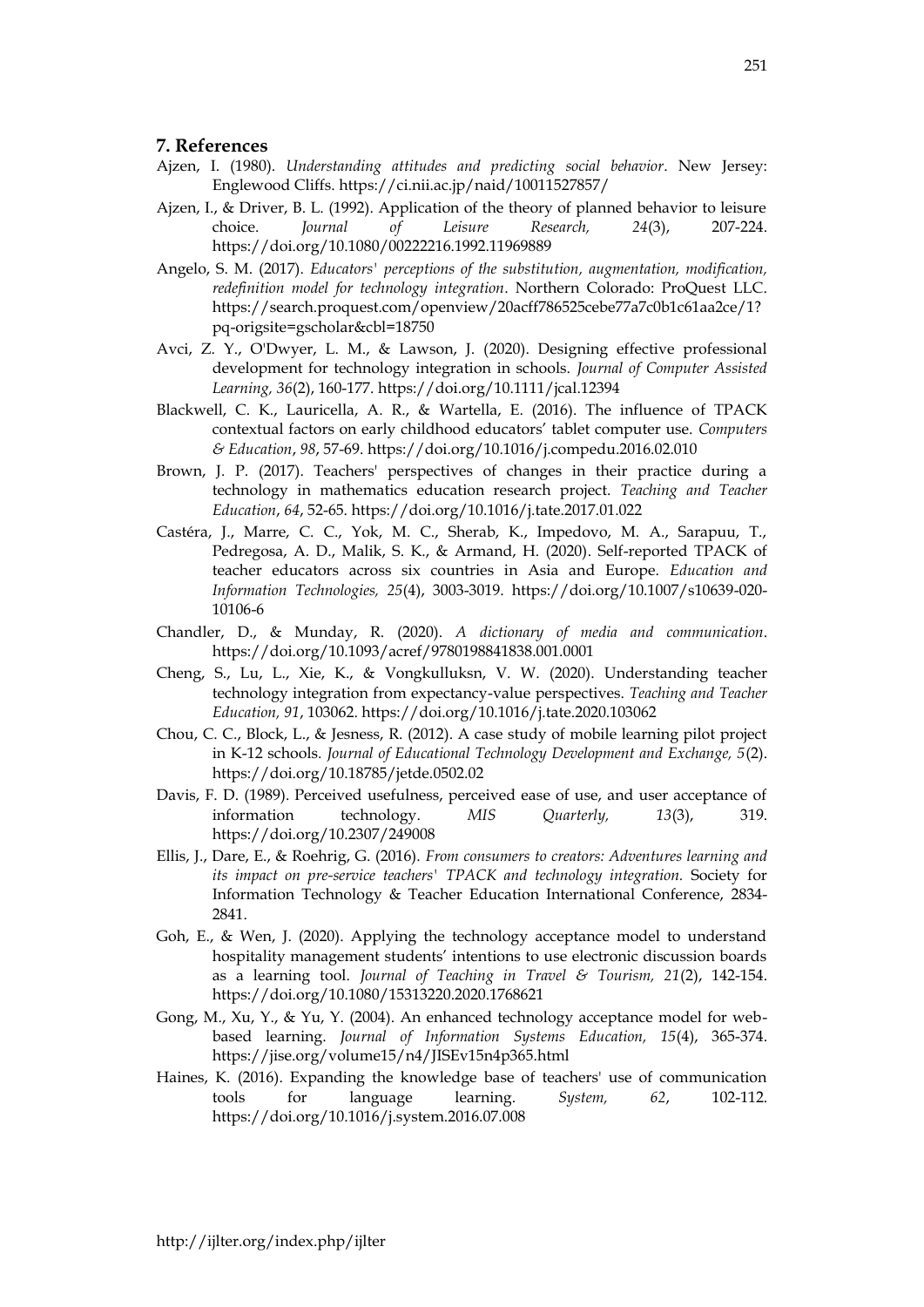## 7. References

Ajzen, I. (1980). *Understanding attitudes and predicting social behavior*. New Jersey: Englewood Cliffs. https://ci.nii.ac.jp/naid/10011527857/

Ajzen, I., & Driver, B. L. (1992). Application of the theory of planned behavior to leisure choice. *Journal of Leisure Research, 24*(3), 207-224. https://doi.org/10.1080/00222216.1992.11969889

Angelo, S. M. (2017). *Educators' perceptions of the substitution, augmentation, modification, redefinition model for technology integration*. Northern Colorado: ProQuest LLC. https://search.proquest.com/openview/20acff786525cebe77a7c0b1c61aa2ce/1?pq-origsite=gscholar&cbl=18750

Avci, Z. Y., O'Dwyer, L. M., & Lawson, J. (2020). Designing effective professional development for technology integration in schools. *Journal of Computer Assisted Learning, 36*(2), 160-177. https://doi.org/10.1111/jcal.12394

Blackwell, C. K., Lauricella, A. R., & Wartella, E. (2016). The influence of TPACK contextual factors on early childhood educators' tablet computer use. *Computers & Education*, *98*, 57-69. https://doi.org/10.1016/j.compedu.2016.02.010

Brown, J. P. (2017). Teachers' perspectives of changes in their practice during a technology in mathematics education research project. *Teaching and Teacher Education*, *64*, 52-65. https://doi.org/10.1016/j.tate.2017.01.022

Castéra, J., Marre, C. C., Yok, M. C., Sherab, K., Impedovo, M. A., Sarapuu, T., Pedregosa, A. D., Malik, S. K., & Armand, H. (2020). Self-reported TPACK of teacher educators across six countries in Asia and Europe. *Education and Information Technologies, 25*(4), 3003-3019. https://doi.org/10.1007/s10639-020-10106-6

Chandler, D., & Munday, R. (2020). *A dictionary of media and communication*. https://doi.org/10.1093/acref/9780198841838.001.0001

Cheng, S., Lu, L., Xie, K., & Vongkulluksn, V. W. (2020). Understanding teacher technology integration from expectancy-value perspectives. *Teaching and Teacher Education, 91*, 103062. https://doi.org/10.1016/j.tate.2020.103062

Chou, C. C., Block, L., & Jesness, R. (2012). A case study of mobile learning pilot project in K-12 schools. *Journal of Educational Technology Development and Exchange, 5*(2). https://doi.org/10.18785/jetde.0502.02

Davis, F. D. (1989). Perceived usefulness, perceived ease of use, and user acceptance of information technology. *MIS Quarterly, 13*(3), 319. https://doi.org/10.2307/249008

Ellis, J., Dare, E., & Roehrig, G. (2016). *From consumers to creators: Adventures learning and its impact on pre-service teachers' TPACK and technology integration.* Society for Information Technology & Teacher Education International Conference, 2834-2841.

Goh, E., & Wen, J. (2020). Applying the technology acceptance model to understand hospitality management students' intentions to use electronic discussion boards as a learning tool. *Journal of Teaching in Travel & Tourism, 21*(2), 142-154. https://doi.org/10.1080/15313220.2020.1768621

Gong, M., Xu, Y., & Yu, Y. (2004). An enhanced technology acceptance model for web-based learning. *Journal of Information Systems Education, 15*(4), 365-374. https://jise.org/volume15/n4/JISEv15n4p365.html

Haines, K. (2016). Expanding the knowledge base of teachers' use of communication tools for language learning. *System, 62*, 102-112. https://doi.org/10.1016/j.system.2016.07.008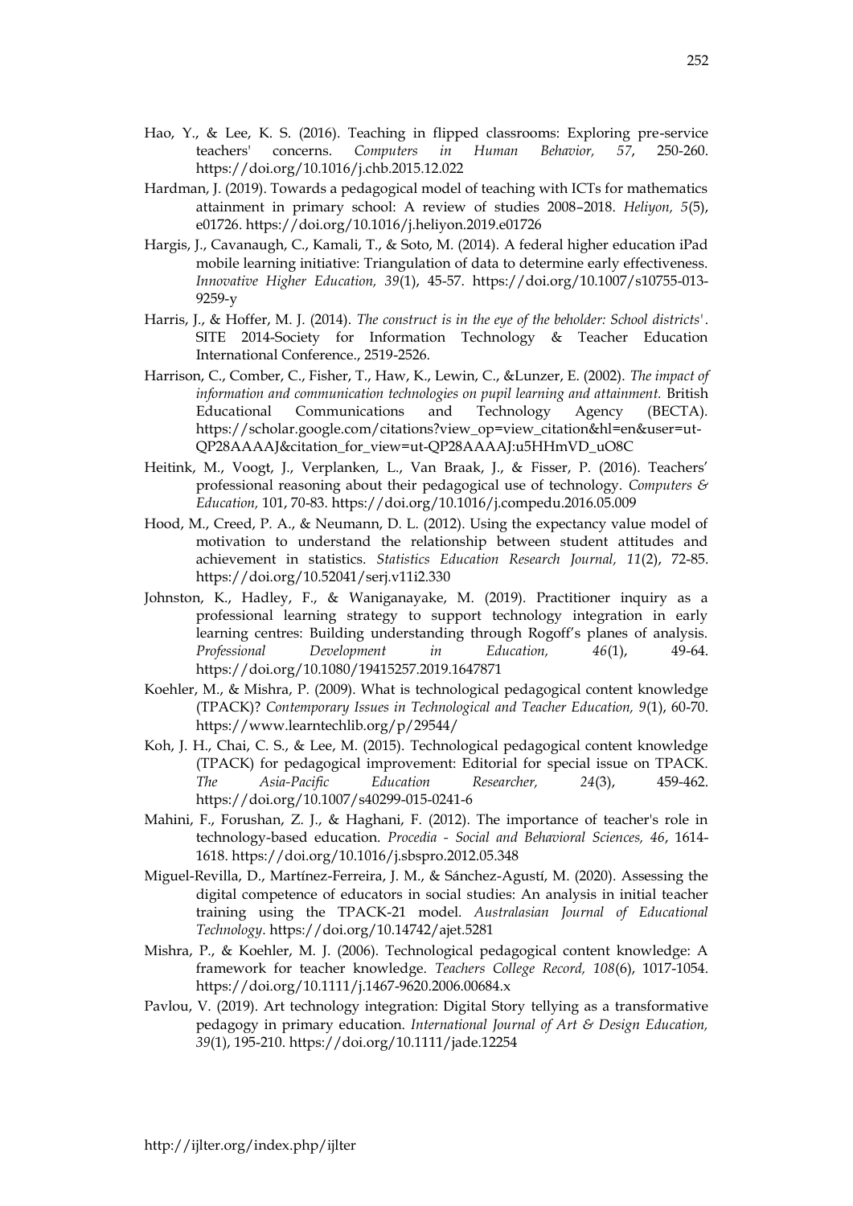Hao, Y., & Lee, K. S. (2016). Teaching in flipped classrooms: Exploring pre-service teachers' concerns. *Computers in Human Behavior, 57*, 250-260. https://doi.org/10.1016/j.chb.2015.12.022

Hardman, J. (2019). Towards a pedagogical model of teaching with ICTs for mathematics attainment in primary school: A review of studies 2008–2018. *Heliyon, 5*(5), e01726. https://doi.org/10.1016/j.heliyon.2019.e01726

Hargis, J., Cavanaugh, C., Kamali, T., & Soto, M. (2014). A federal higher education iPad mobile learning initiative: Triangulation of data to determine early effectiveness. *Innovative Higher Education, 39*(1), 45-57. https://doi.org/10.1007/s10755-013-9259-y

Harris, J., & Hoffer, M. J. (2014). *The construct is in the eye of the beholder: School districts'*. SITE 2014-Society for Information Technology & Teacher Education International Conference., 2519-2526.

Harrison, C., Comber, C., Fisher, T., Haw, K., Lewin, C., &Lunzer, E. (2002). *The impact of information and communication technologies on pupil learning and attainment.* British Educational Communications and Technology Agency (BECTA). https://scholar.google.com/citations?view_op=view_citation&hl=en&user=ut-QP28AAAAJ&citation_for_view=ut-QP28AAAAJ:u5HHmVD_uO8C

Heitink, M., Voogt, J., Verplanken, L., Van Braak, J., & Fisser, P. (2016). Teachers' professional reasoning about their pedagogical use of technology. *Computers & Education,* 101, 70-83. https://doi.org/10.1016/j.compedu.2016.05.009

Hood, M., Creed, P. A., & Neumann, D. L. (2012). Using the expectancy value model of motivation to understand the relationship between student attitudes and achievement in statistics. *Statistics Education Research Journal, 11*(2), 72-85. https://doi.org/10.52041/serj.v11i2.330

Johnston, K., Hadley, F., & Waniganayake, M. (2019). Practitioner inquiry as a professional learning strategy to support technology integration in early learning centres: Building understanding through Rogoff's planes of analysis. *Professional Development in Education, 46*(1), 49-64. https://doi.org/10.1080/19415257.2019.1647871

Koehler, M., & Mishra, P. (2009). What is technological pedagogical content knowledge (TPACK)? *Contemporary Issues in Technological and Teacher Education, 9*(1), 60-70. https://www.learntechlib.org/p/29544/

Koh, J. H., Chai, C. S., & Lee, M. (2015). Technological pedagogical content knowledge (TPACK) for pedagogical improvement: Editorial for special issue on TPACK. *The Asia-Pacific Education Researcher, 24*(3), 459-462. https://doi.org/10.1007/s40299-015-0241-6

Mahini, F., Forushan, Z. J., & Haghani, F. (2012). The importance of teacher's role in technology-based education. *Procedia - Social and Behavioral Sciences, 46*, 1614-1618. https://doi.org/10.1016/j.sbspro.2012.05.348

Miguel-Revilla, D., Martínez-Ferreira, J. M., & Sánchez-Agustí, M. (2020). Assessing the digital competence of educators in social studies: An analysis in initial teacher training using the TPACK-21 model. *Australasian Journal of Educational Technology.* https://doi.org/10.14742/ajet.5281

Mishra, P., & Koehler, M. J. (2006). Technological pedagogical content knowledge: A framework for teacher knowledge. *Teachers College Record, 108*(6), 1017-1054. https://doi.org/10.1111/j.1467-9620.2006.00684.x

Pavlou, V. (2019). Art technology integration: Digital Story telling as a transformative pedagogy in primary education. *International Journal of Art & Design Education, 39*(1), 195-210. https://doi.org/10.1111/jade.12254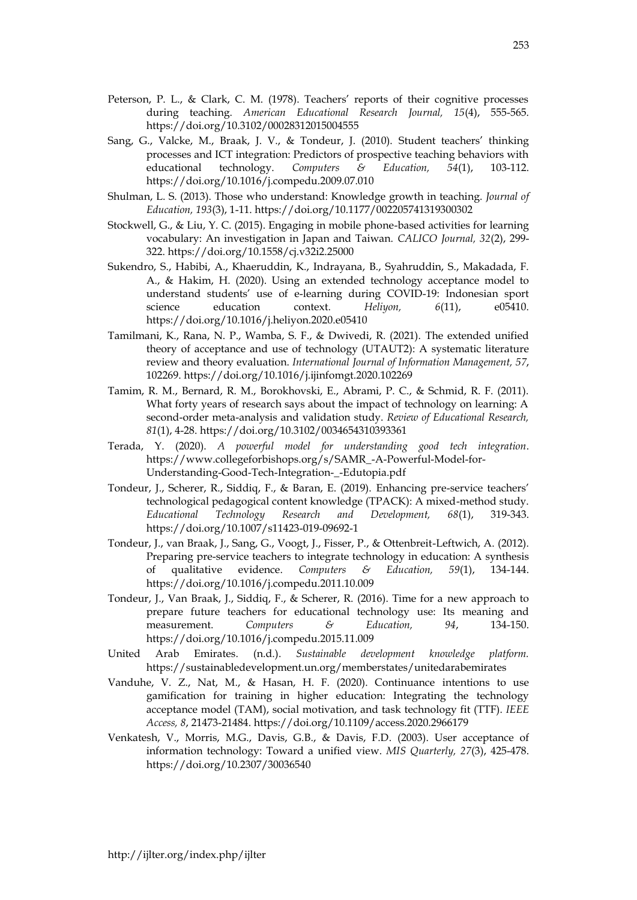Peterson, P. L., & Clark, C. M. (1978). Teachers' reports of their cognitive processes during teaching. *American Educational Research Journal, 15*(4), 555-565. https://doi.org/10.3102/00028312015004555

Sang, G., Valcke, M., Braak, J. V., & Tondeur, J. (2010). Student teachers' thinking processes and ICT integration: Predictors of prospective teaching behaviors with educational technology. *Computers & Education, 54*(1), 103-112. https://doi.org/10.1016/j.compedu.2009.07.010

Shulman, L. S. (2013). Those who understand: Knowledge growth in teaching. *Journal of Education, 193*(3), 1-11. https://doi.org/10.1177/002205741319300302

Stockwell, G., & Liu, Y. C. (2015). Engaging in mobile phone-based activities for learning vocabulary: An investigation in Japan and Taiwan. *CALICO Journal, 32*(2), 299-322. https://doi.org/10.1558/cj.v32i2.25000

Sukendro, S., Habibi, A., Khaeruddin, K., Indrayana, B., Syahruddin, S., Makadada, F. A., & Hakim, H. (2020). Using an extended technology acceptance model to understand students' use of e-learning during COVID-19: Indonesian sport science education context. *Heliyon, 6*(11), e05410. https://doi.org/10.1016/j.heliyon.2020.e05410

Tamilmani, K., Rana, N. P., Wamba, S. F., & Dwivedi, R. (2021). The extended unified theory of acceptance and use of technology (UTAUT2): A systematic literature review and theory evaluation. *International Journal of Information Management, 57*, 102269. https://doi.org/10.1016/j.ijinfomgt.2020.102269

Tamim, R. M., Bernard, R. M., Borokhovski, E., Abrami, P. C., & Schmid, R. F. (2011). What forty years of research says about the impact of technology on learning: A second-order meta-analysis and validation study. *Review of Educational Research, 81*(1), 4-28. https://doi.org/10.3102/0034654310393361

Terada, Y. (2020). *A powerful model for understanding good tech integration*. https://www.collegeforbishops.org/s/SAMR_-A-Powerful-Model-for-Understanding-Good-Tech-Integration-_-Edutopia.pdf

Tondeur, J., Scherer, R., Siddiq, F., & Baran, E. (2019). Enhancing pre-service teachers' technological pedagogical content knowledge (TPACK): A mixed-method study. *Educational Technology Research and Development, 68*(1), 319-343. https://doi.org/10.1007/s11423-019-09692-1

Tondeur, J., van Braak, J., Sang, G., Voogt, J., Fisser, P., & Ottenbreit-Leftwich, A. (2012). Preparing pre-service teachers to integrate technology in education: A synthesis of qualitative evidence. *Computers & Education, 59*(1), 134-144. https://doi.org/10.1016/j.compedu.2011.10.009

Tondeur, J., Van Braak, J., Siddiq, F., & Scherer, R. (2016). Time for a new approach to prepare future teachers for educational technology use: Its meaning and measurement. *Computers & Education, 94*, 134-150. https://doi.org/10.1016/j.compedu.2015.11.009

United Arab Emirates. (n.d.). *Sustainable development knowledge platform.* https://sustainabledevelopment.un.org/memberstates/unitedarabemirates

Vanduhe, V. Z., Nat, M., & Hasan, H. F. (2020). Continuance intentions to use gamification for training in higher education: Integrating the technology acceptance model (TAM), social motivation, and task technology fit (TTF). *IEEE Access, 8*, 21473-21484. https://doi.org/10.1109/access.2020.2966179

Venkatesh, V., Morris, M.G., Davis, G.B., & Davis, F.D. (2003). User acceptance of information technology: Toward a unified view. *MIS Quarterly, 27*(3), 425-478. https://doi.org/10.2307/30036540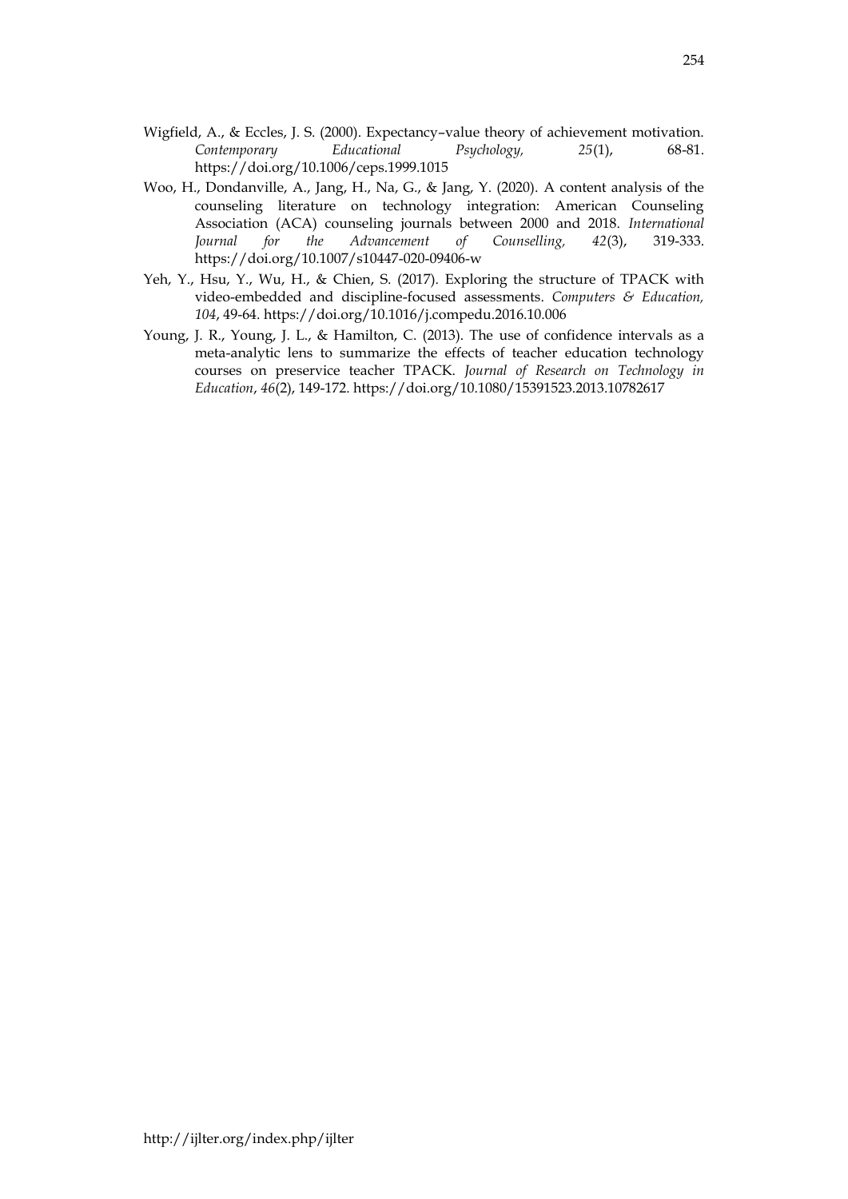Wigfield, A., & Eccles, J. S. (2000). Expectancy–value theory of achievement motivation. *Contemporary Educational Psychology, 25*(1), 68-81. https://doi.org/10.1006/ceps.1999.1015

Woo, H., Dondanville, A., Jang, H., Na, G., & Jang, Y. (2020). A content analysis of the counseling literature on technology integration: American Counseling Association (ACA) counseling journals between 2000 and 2018. *International Journal for the Advancement of Counselling, 42*(3), 319-333. https://doi.org/10.1007/s10447-020-09406-w

Yeh, Y., Hsu, Y., Wu, H., & Chien, S. (2017). Exploring the structure of TPACK with video-embedded and discipline-focused assessments. *Computers & Education, 104*, 49-64. https://doi.org/10.1016/j.compedu.2016.10.006

Young, J. R., Young, J. L., & Hamilton, C. (2013). The use of confidence intervals as a meta-analytic lens to summarize the effects of teacher education technology courses on preservice teacher TPACK. *Journal of Research on Technology in Education*, *46*(2), 149-172. https://doi.org/10.1080/15391523.2013.10782617